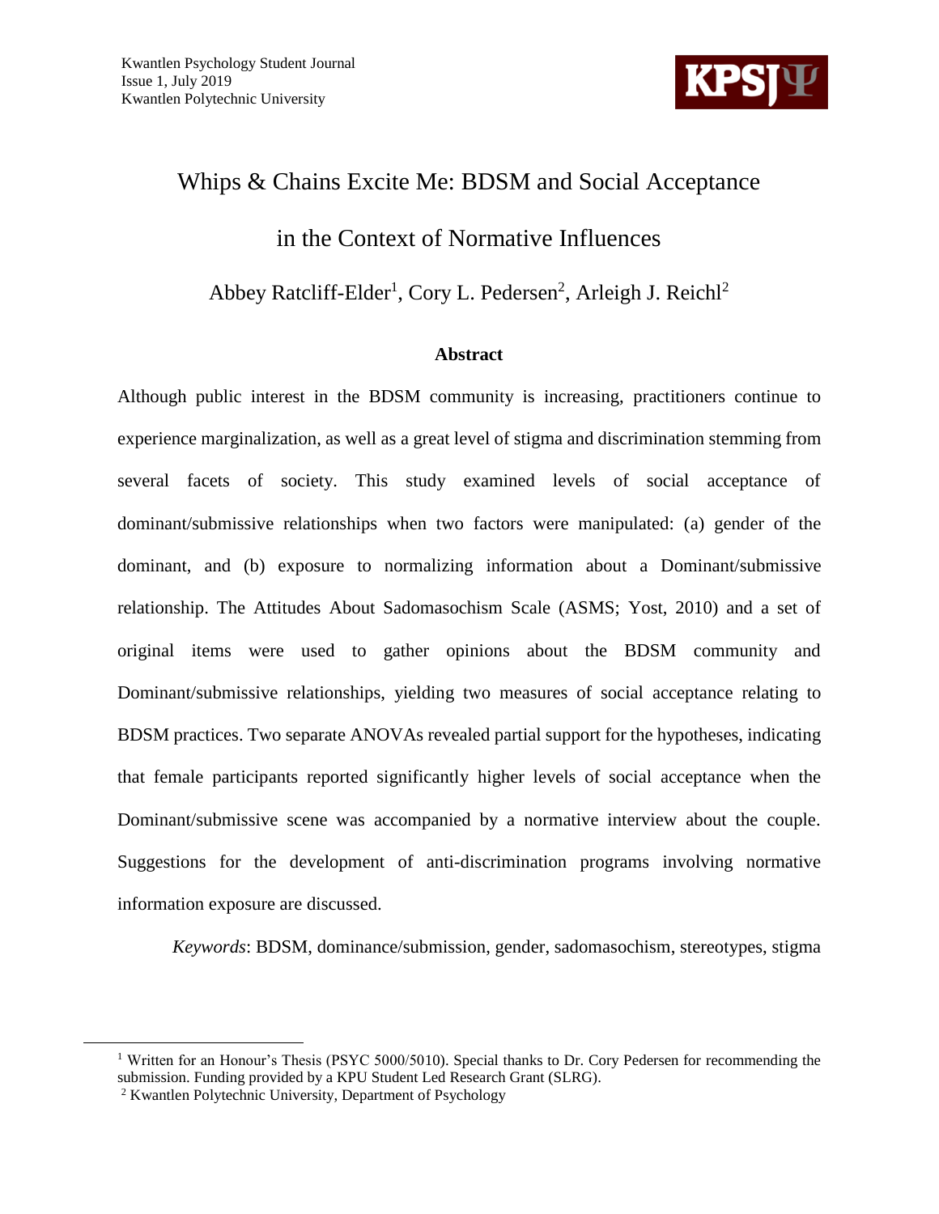Kwantlen Psychology Student Journal
Issue 1, July 2019
Kwantlen Polytechnic University

# Whips & Chains Excite Me: BDSM and Social Acceptance in the Context of Normative Influences

Abbey Ratcliff-Elder[1], Cory L. Pedersen[2], Arleigh J. Reichl[2]

## Abstract

Although public interest in the BDSM community is increasing, practitioners continue to experience marginalization, as well as a great level of stigma and discrimination stemming from several facets of society. This study examined levels of social acceptance of dominant/submissive relationships when two factors were manipulated: (a) gender of the dominant, and (b) exposure to normalizing information about a Dominant/submissive relationship. The Attitudes About Sadomasochism Scale (ASMS; Yost, 2010) and a set of original items were used to gather opinions about the BDSM community and Dominant/submissive relationships, yielding two measures of social acceptance relating to BDSM practices. Two separate ANOVAs revealed partial support for the hypotheses, indicating that female participants reported significantly higher levels of social acceptance when the Dominant/submissive scene was accompanied by a normative interview about the couple. Suggestions for the development of anti-discrimination programs involving normative information exposure are discussed.

*Keywords*: BDSM, dominance/submission, gender, sadomasochism, stereotypes, stigma

[1] Written for an Honour's Thesis (PSYC 5000/5010). Special thanks to Dr. Cory Pedersen for recommending the submission. Funding provided by a KPU Student Led Research Grant (SLRG).

[2] Kwantlen Polytechnic University, Department of Psychology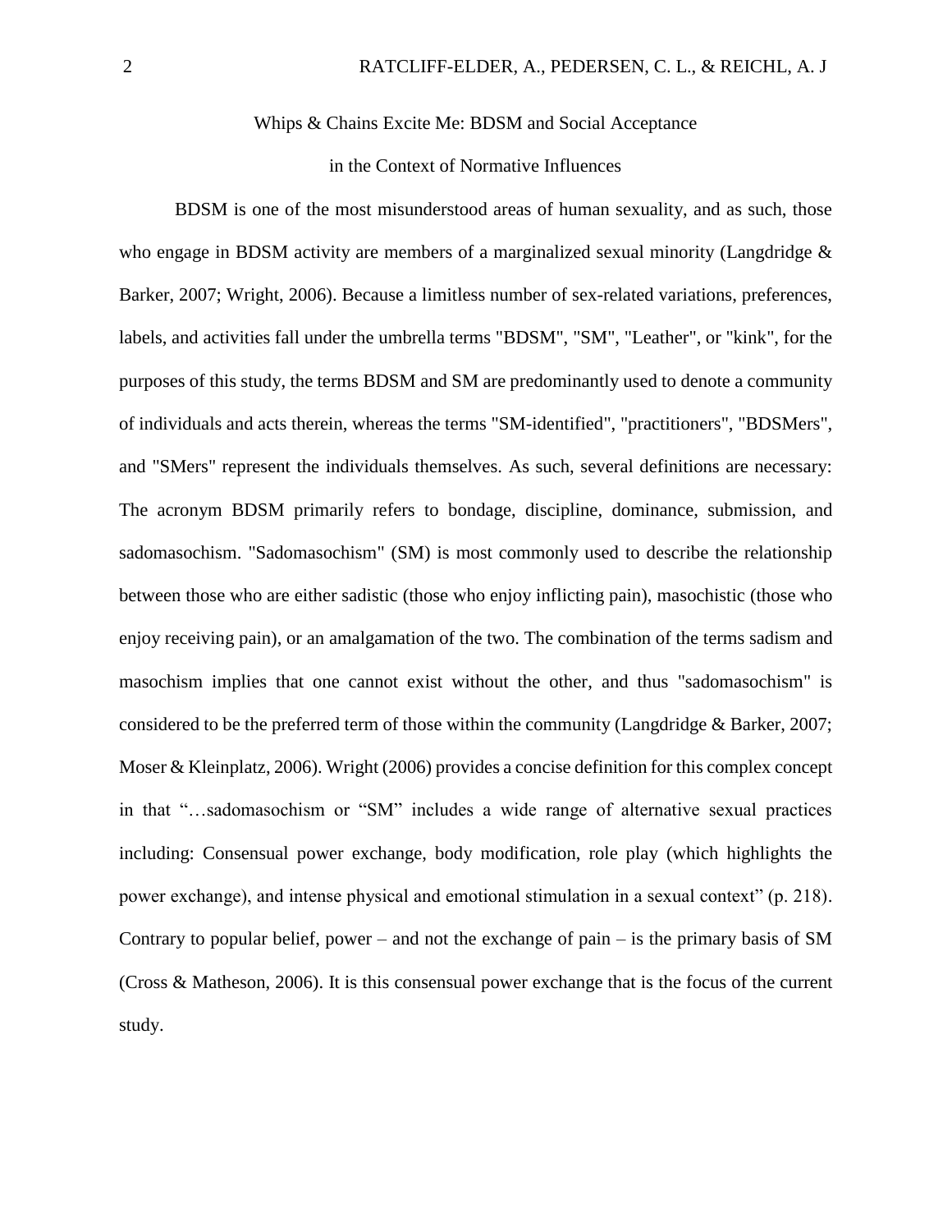Whips & Chains Excite Me: BDSM and Social Acceptance

in the Context of Normative Influences

BDSM is one of the most misunderstood areas of human sexuality, and as such, those who engage in BDSM activity are members of a marginalized sexual minority (Langdridge & Barker, 2007; Wright, 2006). Because a limitless number of sex-related variations, preferences, labels, and activities fall under the umbrella terms "BDSM", "SM", "Leather", or "kink", for the purposes of this study, the terms BDSM and SM are predominantly used to denote a community of individuals and acts therein, whereas the terms "SM-identified", "practitioners", "BDSMers", and "SMers" represent the individuals themselves. As such, several definitions are necessary: The acronym BDSM primarily refers to bondage, discipline, dominance, submission, and sadomasochism. "Sadomasochism" (SM) is most commonly used to describe the relationship between those who are either sadistic (those who enjoy inflicting pain), masochistic (those who enjoy receiving pain), or an amalgamation of the two. The combination of the terms sadism and masochism implies that one cannot exist without the other, and thus "sadomasochism" is considered to be the preferred term of those within the community (Langdridge & Barker, 2007; Moser & Kleinplatz, 2006). Wright (2006) provides a concise definition for this complex concept in that "…sadomasochism or "SM" includes a wide range of alternative sexual practices including: Consensual power exchange, body modification, role play (which highlights the power exchange), and intense physical and emotional stimulation in a sexual context" (p. 218). Contrary to popular belief, power – and not the exchange of pain – is the primary basis of SM (Cross & Matheson, 2006). It is this consensual power exchange that is the focus of the current study.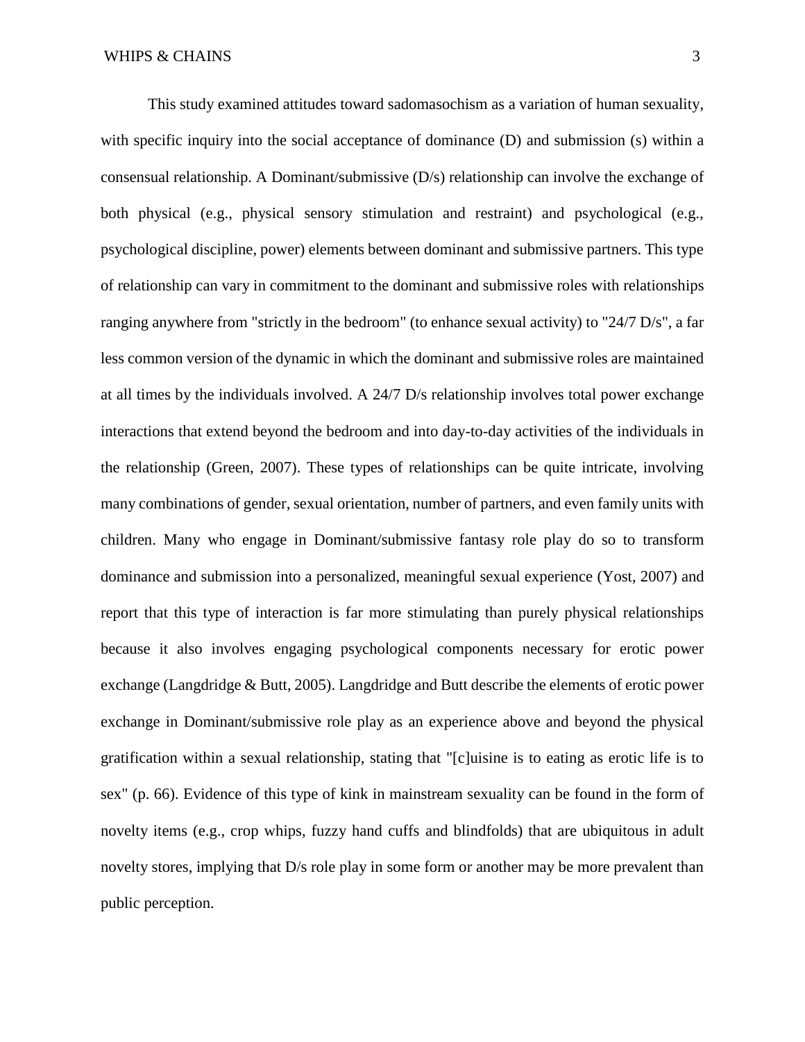This study examined attitudes toward sadomasochism as a variation of human sexuality, with specific inquiry into the social acceptance of dominance (D) and submission (s) within a consensual relationship. A Dominant/submissive (D/s) relationship can involve the exchange of both physical (e.g., physical sensory stimulation and restraint) and psychological (e.g., psychological discipline, power) elements between dominant and submissive partners. This type of relationship can vary in commitment to the dominant and submissive roles with relationships ranging anywhere from "strictly in the bedroom" (to enhance sexual activity) to "24/7 D/s", a far less common version of the dynamic in which the dominant and submissive roles are maintained at all times by the individuals involved. A 24/7 D/s relationship involves total power exchange interactions that extend beyond the bedroom and into day-to-day activities of the individuals in the relationship (Green, 2007). These types of relationships can be quite intricate, involving many combinations of gender, sexual orientation, number of partners, and even family units with children. Many who engage in Dominant/submissive fantasy role play do so to transform dominance and submission into a personalized, meaningful sexual experience (Yost, 2007) and report that this type of interaction is far more stimulating than purely physical relationships because it also involves engaging psychological components necessary for erotic power exchange (Langdridge & Butt, 2005). Langdridge and Butt describe the elements of erotic power exchange in Dominant/submissive role play as an experience above and beyond the physical gratification within a sexual relationship, stating that "[c]uisine is to eating as erotic life is to sex" (p. 66). Evidence of this type of kink in mainstream sexuality can be found in the form of novelty items (e.g., crop whips, fuzzy hand cuffs and blindfolds) that are ubiquitous in adult novelty stores, implying that D/s role play in some form or another may be more prevalent than public perception.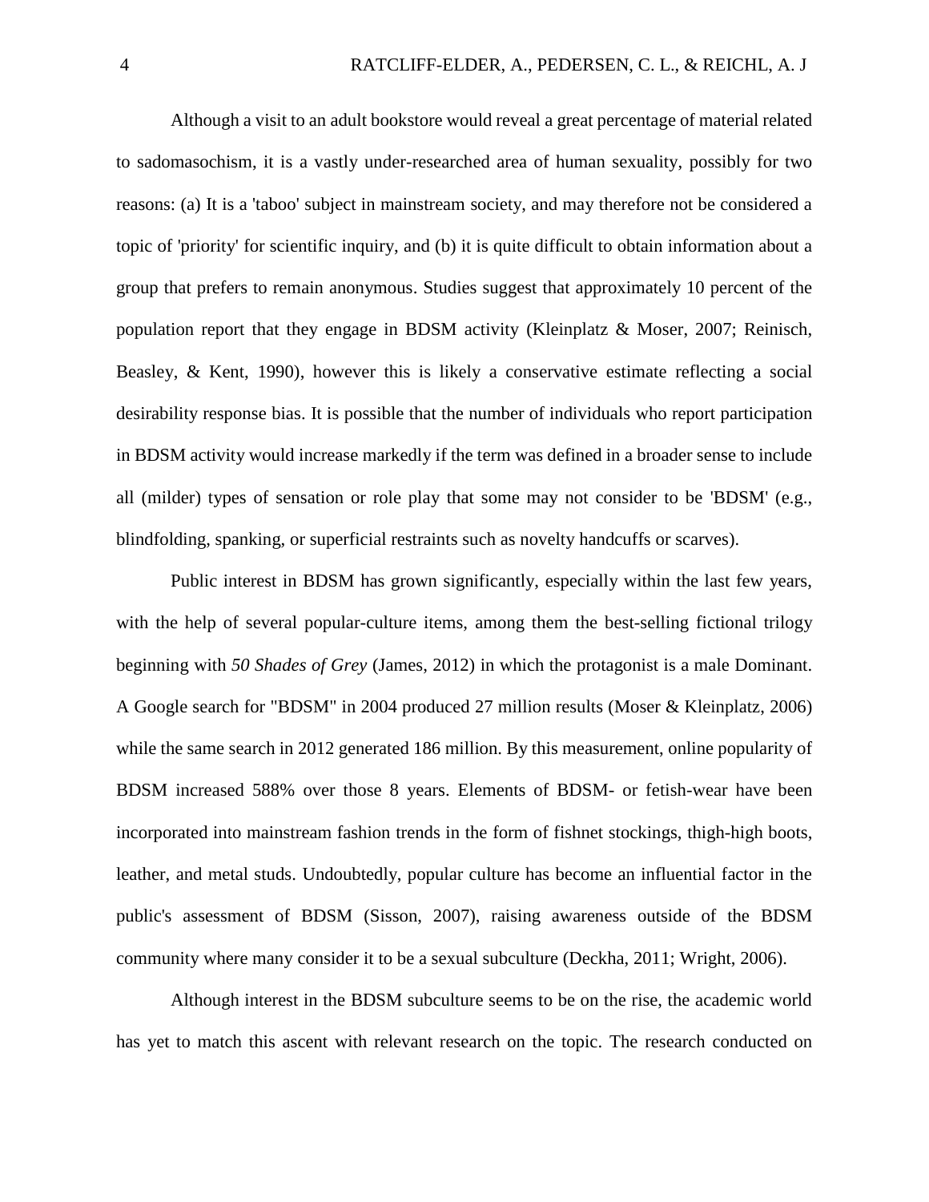Although a visit to an adult bookstore would reveal a great percentage of material related to sadomasochism, it is a vastly under-researched area of human sexuality, possibly for two reasons: (a) It is a 'taboo' subject in mainstream society, and may therefore not be considered a topic of 'priority' for scientific inquiry, and (b) it is quite difficult to obtain information about a group that prefers to remain anonymous. Studies suggest that approximately 10 percent of the population report that they engage in BDSM activity (Kleinplatz & Moser, 2007; Reinisch, Beasley, & Kent, 1990), however this is likely a conservative estimate reflecting a social desirability response bias. It is possible that the number of individuals who report participation in BDSM activity would increase markedly if the term was defined in a broader sense to include all (milder) types of sensation or role play that some may not consider to be 'BDSM' (e.g., blindfolding, spanking, or superficial restraints such as novelty handcuffs or scarves).

Public interest in BDSM has grown significantly, especially within the last few years, with the help of several popular-culture items, among them the best-selling fictional trilogy beginning with *50 Shades of Grey* (James, 2012) in which the protagonist is a male Dominant. A Google search for "BDSM" in 2004 produced 27 million results (Moser & Kleinplatz, 2006) while the same search in 2012 generated 186 million. By this measurement, online popularity of BDSM increased 588% over those 8 years. Elements of BDSM- or fetish-wear have been incorporated into mainstream fashion trends in the form of fishnet stockings, thigh-high boots, leather, and metal studs. Undoubtedly, popular culture has become an influential factor in the public's assessment of BDSM (Sisson, 2007), raising awareness outside of the BDSM community where many consider it to be a sexual subculture (Deckha, 2011; Wright, 2006).

Although interest in the BDSM subculture seems to be on the rise, the academic world has yet to match this ascent with relevant research on the topic. The research conducted on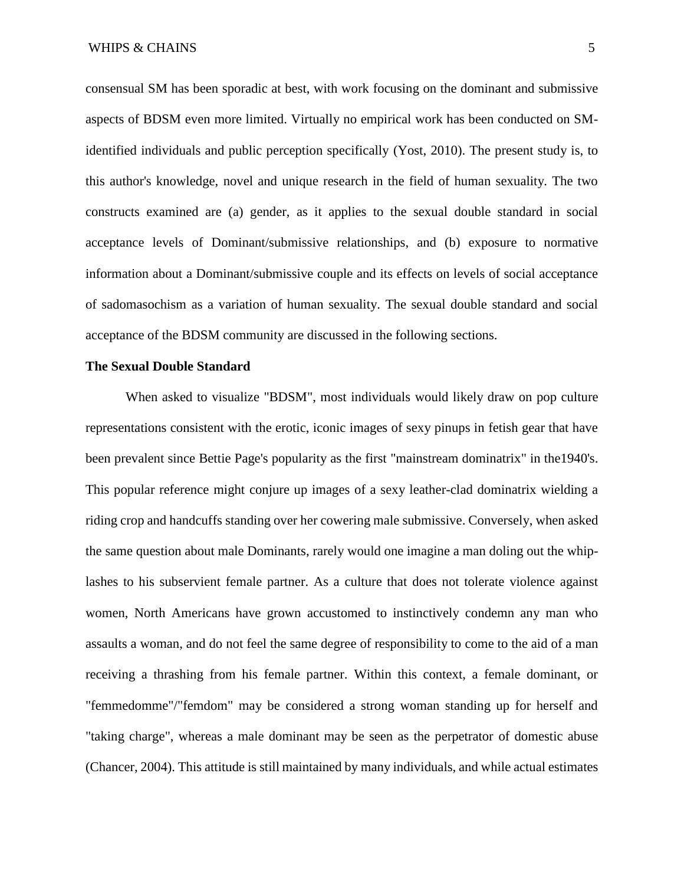consensual SM has been sporadic at best, with work focusing on the dominant and submissive aspects of BDSM even more limited. Virtually no empirical work has been conducted on SM-identified individuals and public perception specifically (Yost, 2010). The present study is, to this author's knowledge, novel and unique research in the field of human sexuality. The two constructs examined are (a) gender, as it applies to the sexual double standard in social acceptance levels of Dominant/submissive relationships, and (b) exposure to normative information about a Dominant/submissive couple and its effects on levels of social acceptance of sadomasochism as a variation of human sexuality. The sexual double standard and social acceptance of the BDSM community are discussed in the following sections.

**The Sexual Double Standard**

When asked to visualize "BDSM", most individuals would likely draw on pop culture representations consistent with the erotic, iconic images of sexy pinups in fetish gear that have been prevalent since Bettie Page's popularity as the first "mainstream dominatrix" in the1940's. This popular reference might conjure up images of a sexy leather-clad dominatrix wielding a riding crop and handcuffs standing over her cowering male submissive. Conversely, when asked the same question about male Dominants, rarely would one imagine a man doling out the whip-lashes to his subservient female partner. As a culture that does not tolerate violence against women, North Americans have grown accustomed to instinctively condemn any man who assaults a woman, and do not feel the same degree of responsibility to come to the aid of a man receiving a thrashing from his female partner. Within this context, a female dominant, or "femmedomme"/"femdom" may be considered a strong woman standing up for herself and "taking charge", whereas a male dominant may be seen as the perpetrator of domestic abuse (Chancer, 2004). This attitude is still maintained by many individuals, and while actual estimates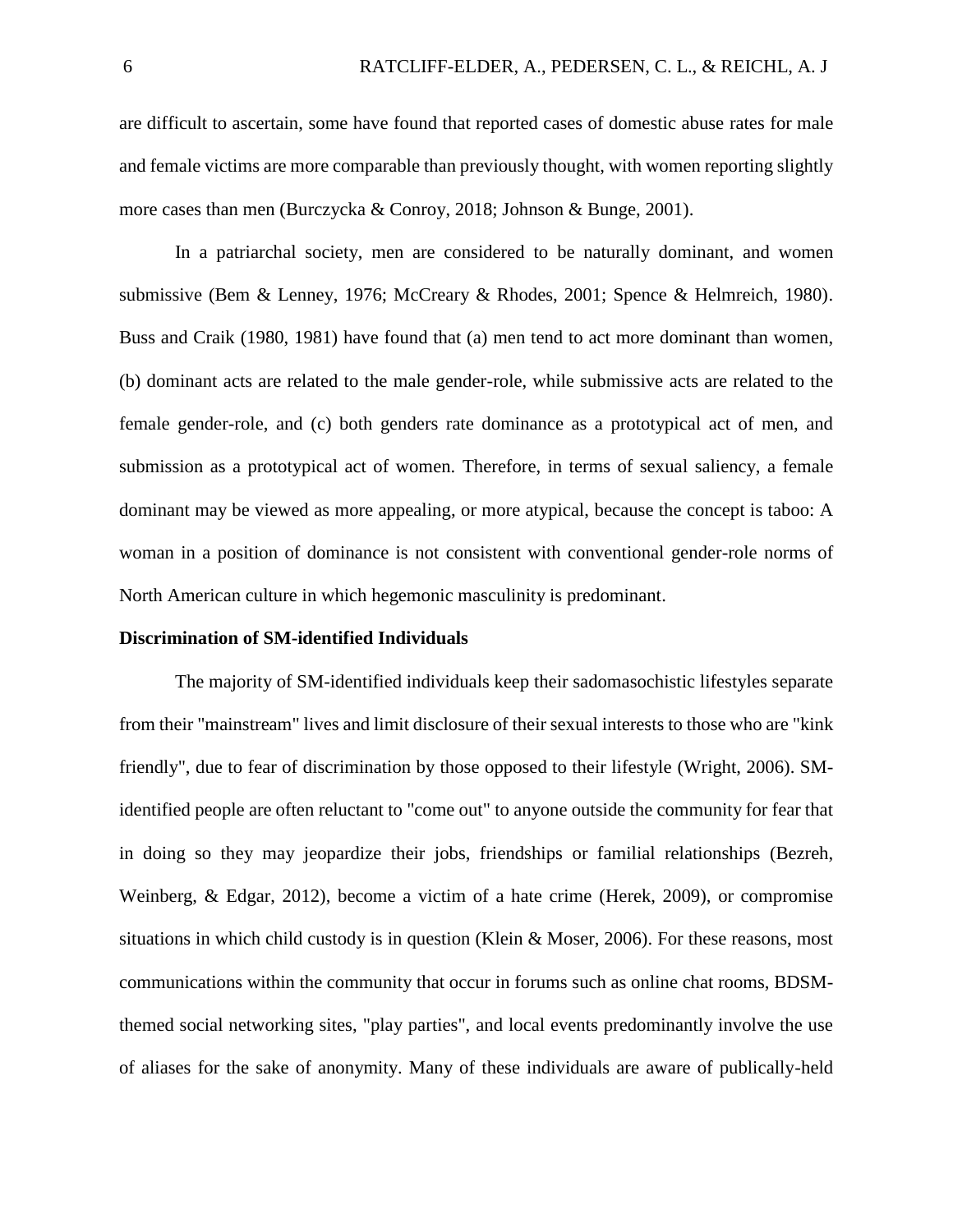are difficult to ascertain, some have found that reported cases of domestic abuse rates for male and female victims are more comparable than previously thought, with women reporting slightly more cases than men (Burczycka & Conroy, 2018; Johnson & Bunge, 2001).

In a patriarchal society, men are considered to be naturally dominant, and women submissive (Bem & Lenney, 1976; McCreary & Rhodes, 2001; Spence & Helmreich, 1980). Buss and Craik (1980, 1981) have found that (a) men tend to act more dominant than women, (b) dominant acts are related to the male gender-role, while submissive acts are related to the female gender-role, and (c) both genders rate dominance as a prototypical act of men, and submission as a prototypical act of women. Therefore, in terms of sexual saliency, a female dominant may be viewed as more appealing, or more atypical, because the concept is taboo: A woman in a position of dominance is not consistent with conventional gender-role norms of North American culture in which hegemonic masculinity is predominant.

**Discrimination of SM-identified Individuals**

The majority of SM-identified individuals keep their sadomasochistic lifestyles separate from their "mainstream" lives and limit disclosure of their sexual interests to those who are "kink friendly", due to fear of discrimination by those opposed to their lifestyle (Wright, 2006). SM-identified people are often reluctant to "come out" to anyone outside the community for fear that in doing so they may jeopardize their jobs, friendships or familial relationships (Bezreh, Weinberg, & Edgar, 2012), become a victim of a hate crime (Herek, 2009), or compromise situations in which child custody is in question (Klein & Moser, 2006). For these reasons, most communications within the community that occur in forums such as online chat rooms, BDSM-themed social networking sites, "play parties", and local events predominantly involve the use of aliases for the sake of anonymity. Many of these individuals are aware of publically-held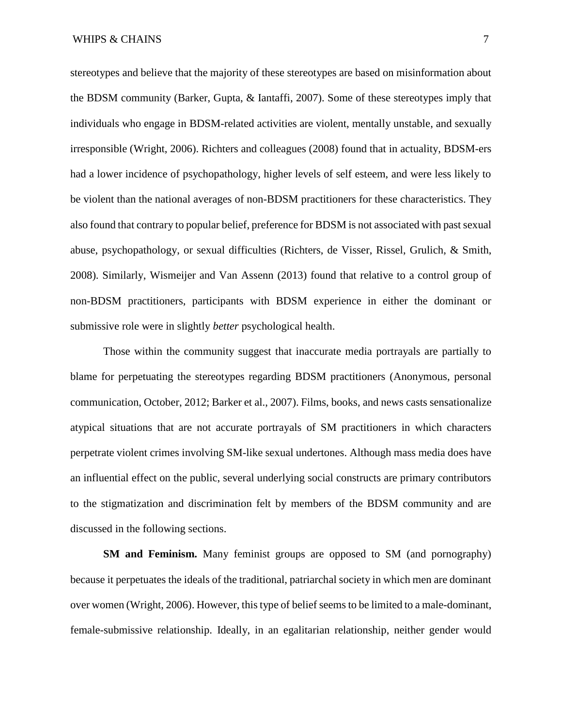stereotypes and believe that the majority of these stereotypes are based on misinformation about the BDSM community (Barker, Gupta, & Iantaffi, 2007). Some of these stereotypes imply that individuals who engage in BDSM-related activities are violent, mentally unstable, and sexually irresponsible (Wright, 2006). Richters and colleagues (2008) found that in actuality, BDSM-ers had a lower incidence of psychopathology, higher levels of self esteem, and were less likely to be violent than the national averages of non-BDSM practitioners for these characteristics. They also found that contrary to popular belief, preference for BDSM is not associated with past sexual abuse, psychopathology, or sexual difficulties (Richters, de Visser, Rissel, Grulich, & Smith, 2008). Similarly, Wismeijer and Van Assenn (2013) found that relative to a control group of non-BDSM practitioners, participants with BDSM experience in either the dominant or submissive role were in slightly *better* psychological health.

Those within the community suggest that inaccurate media portrayals are partially to blame for perpetuating the stereotypes regarding BDSM practitioners (Anonymous, personal communication, October, 2012; Barker et al., 2007). Films, books, and news casts sensationalize atypical situations that are not accurate portrayals of SM practitioners in which characters perpetrate violent crimes involving SM-like sexual undertones. Although mass media does have an influential effect on the public, several underlying social constructs are primary contributors to the stigmatization and discrimination felt by members of the BDSM community and are discussed in the following sections.

**SM and Feminism.** Many feminist groups are opposed to SM (and pornography) because it perpetuates the ideals of the traditional, patriarchal society in which men are dominant over women (Wright, 2006). However, this type of belief seems to be limited to a male-dominant, female-submissive relationship. Ideally, in an egalitarian relationship, neither gender would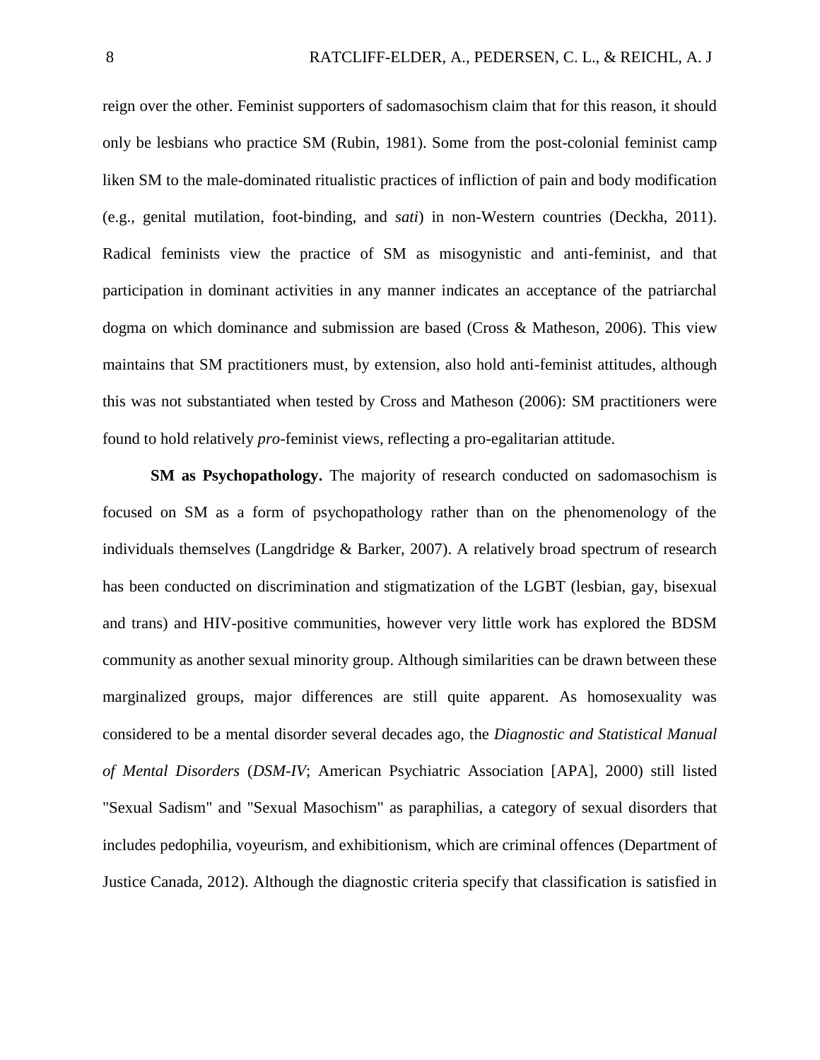reign over the other. Feminist supporters of sadomasochism claim that for this reason, it should only be lesbians who practice SM (Rubin, 1981). Some from the post-colonial feminist camp liken SM to the male-dominated ritualistic practices of infliction of pain and body modification (e.g., genital mutilation, foot-binding, and *sati*) in non-Western countries (Deckha, 2011). Radical feminists view the practice of SM as misogynistic and anti-feminist, and that participation in dominant activities in any manner indicates an acceptance of the patriarchal dogma on which dominance and submission are based (Cross & Matheson, 2006). This view maintains that SM practitioners must, by extension, also hold anti-feminist attitudes, although this was not substantiated when tested by Cross and Matheson (2006): SM practitioners were found to hold relatively *pro*-feminist views, reflecting a pro-egalitarian attitude.

**SM as Psychopathology.** The majority of research conducted on sadomasochism is focused on SM as a form of psychopathology rather than on the phenomenology of the individuals themselves (Langdridge & Barker, 2007). A relatively broad spectrum of research has been conducted on discrimination and stigmatization of the LGBT (lesbian, gay, bisexual and trans) and HIV-positive communities, however very little work has explored the BDSM community as another sexual minority group. Although similarities can be drawn between these marginalized groups, major differences are still quite apparent. As homosexuality was considered to be a mental disorder several decades ago, the *Diagnostic and Statistical Manual of Mental Disorders* (*DSM-IV*; American Psychiatric Association [APA], 2000) still listed "Sexual Sadism" and "Sexual Masochism" as paraphilias, a category of sexual disorders that includes pedophilia, voyeurism, and exhibitionism, which are criminal offences (Department of Justice Canada, 2012). Although the diagnostic criteria specify that classification is satisfied in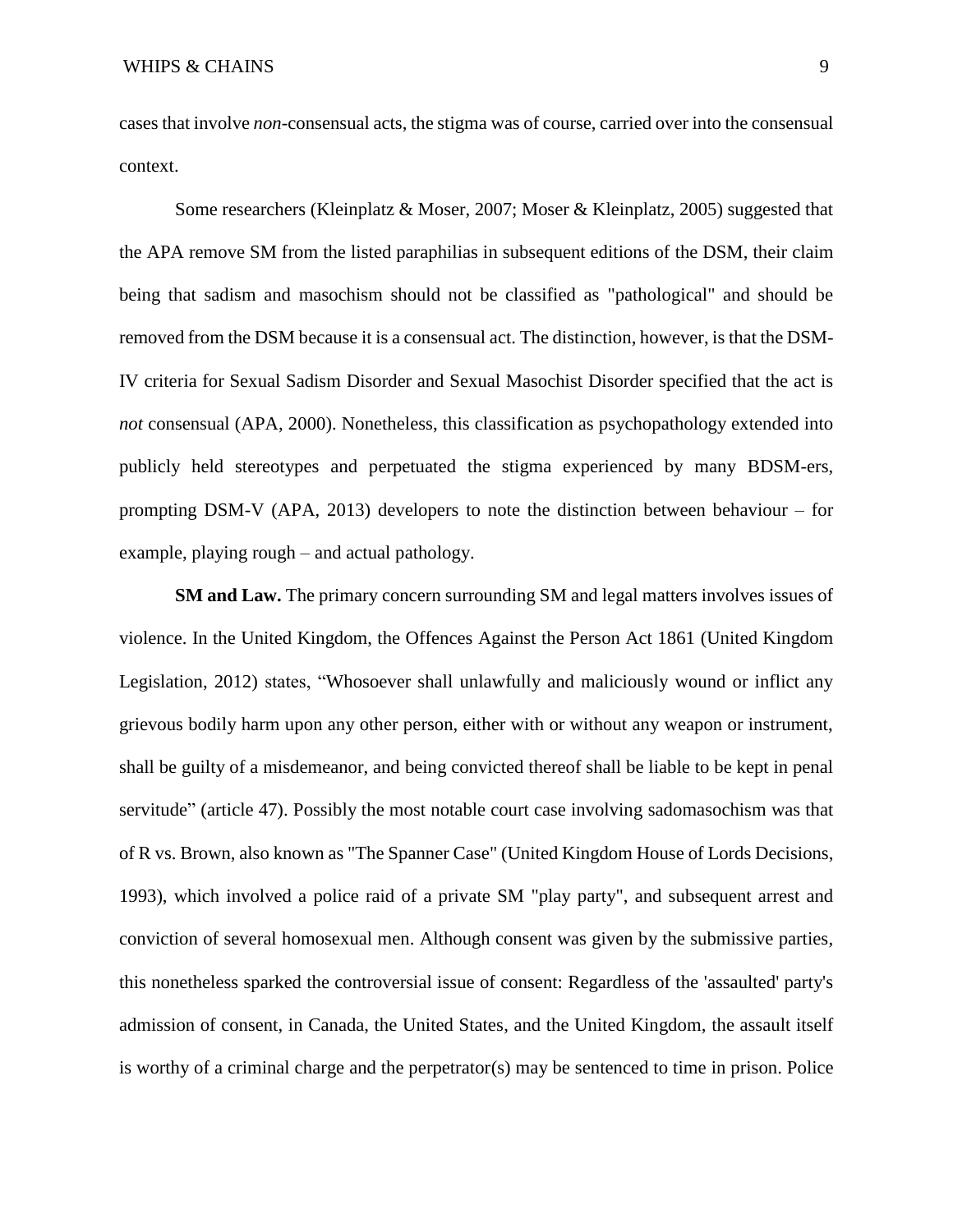cases that involve *non*-consensual acts, the stigma was of course, carried over into the consensual context.

Some researchers (Kleinplatz & Moser, 2007; Moser & Kleinplatz, 2005) suggested that the APA remove SM from the listed paraphilias in subsequent editions of the DSM, their claim being that sadism and masochism should not be classified as "pathological" and should be removed from the DSM because it is a consensual act. The distinction, however, is that the DSM-IV criteria for Sexual Sadism Disorder and Sexual Masochist Disorder specified that the act is *not* consensual (APA, 2000). Nonetheless, this classification as psychopathology extended into publicly held stereotypes and perpetuated the stigma experienced by many BDSM-ers, prompting DSM-V (APA, 2013) developers to note the distinction between behaviour – for example, playing rough – and actual pathology.

**SM and Law.** The primary concern surrounding SM and legal matters involves issues of violence. In the United Kingdom, the Offences Against the Person Act 1861 (United Kingdom Legislation, 2012) states, “Whosoever shall unlawfully and maliciously wound or inflict any grievous bodily harm upon any other person, either with or without any weapon or instrument, shall be guilty of a misdemeanor, and being convicted thereof shall be liable to be kept in penal servitude” (article 47). Possibly the most notable court case involving sadomasochism was that of R vs. Brown, also known as "The Spanner Case" (United Kingdom House of Lords Decisions, 1993), which involved a police raid of a private SM "play party", and subsequent arrest and conviction of several homosexual men. Although consent was given by the submissive parties, this nonetheless sparked the controversial issue of consent: Regardless of the 'assaulted' party's admission of consent, in Canada, the United States, and the United Kingdom, the assault itself is worthy of a criminal charge and the perpetrator(s) may be sentenced to time in prison. Police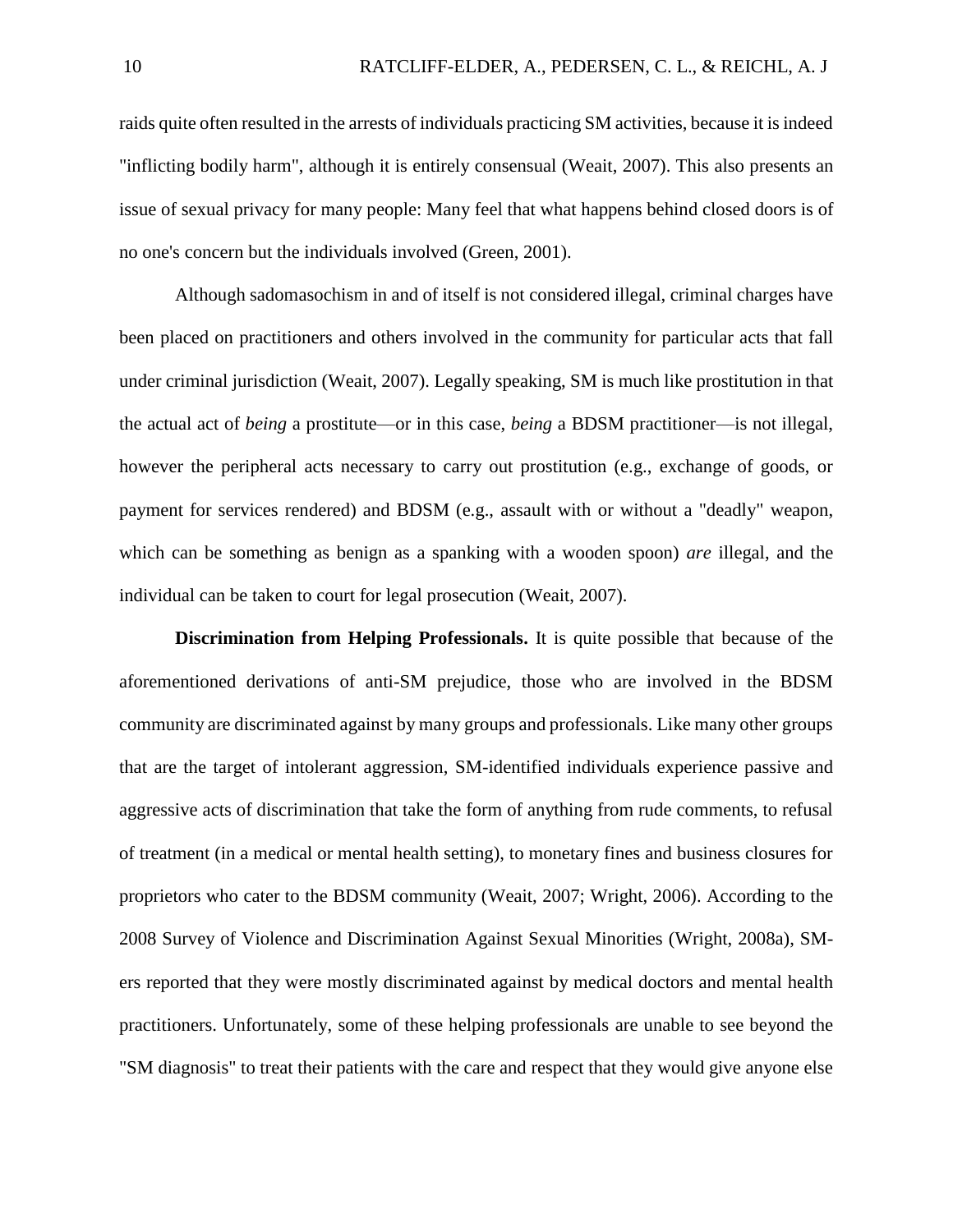raids quite often resulted in the arrests of individuals practicing SM activities, because it is indeed "inflicting bodily harm", although it is entirely consensual (Weait, 2007). This also presents an issue of sexual privacy for many people: Many feel that what happens behind closed doors is of no one's concern but the individuals involved (Green, 2001).

Although sadomasochism in and of itself is not considered illegal, criminal charges have been placed on practitioners and others involved in the community for particular acts that fall under criminal jurisdiction (Weait, 2007). Legally speaking, SM is much like prostitution in that the actual act of *being* a prostitute—or in this case, *being* a BDSM practitioner—is not illegal, however the peripheral acts necessary to carry out prostitution (e.g., exchange of goods, or payment for services rendered) and BDSM (e.g., assault with or without a "deadly" weapon, which can be something as benign as a spanking with a wooden spoon) *are* illegal, and the individual can be taken to court for legal prosecution (Weait, 2007).

**Discrimination from Helping Professionals.** It is quite possible that because of the aforementioned derivations of anti-SM prejudice, those who are involved in the BDSM community are discriminated against by many groups and professionals. Like many other groups that are the target of intolerant aggression, SM-identified individuals experience passive and aggressive acts of discrimination that take the form of anything from rude comments, to refusal of treatment (in a medical or mental health setting), to monetary fines and business closures for proprietors who cater to the BDSM community (Weait, 2007; Wright, 2006). According to the 2008 Survey of Violence and Discrimination Against Sexual Minorities (Wright, 2008a), SM-ers reported that they were mostly discriminated against by medical doctors and mental health practitioners. Unfortunately, some of these helping professionals are unable to see beyond the "SM diagnosis" to treat their patients with the care and respect that they would give anyone else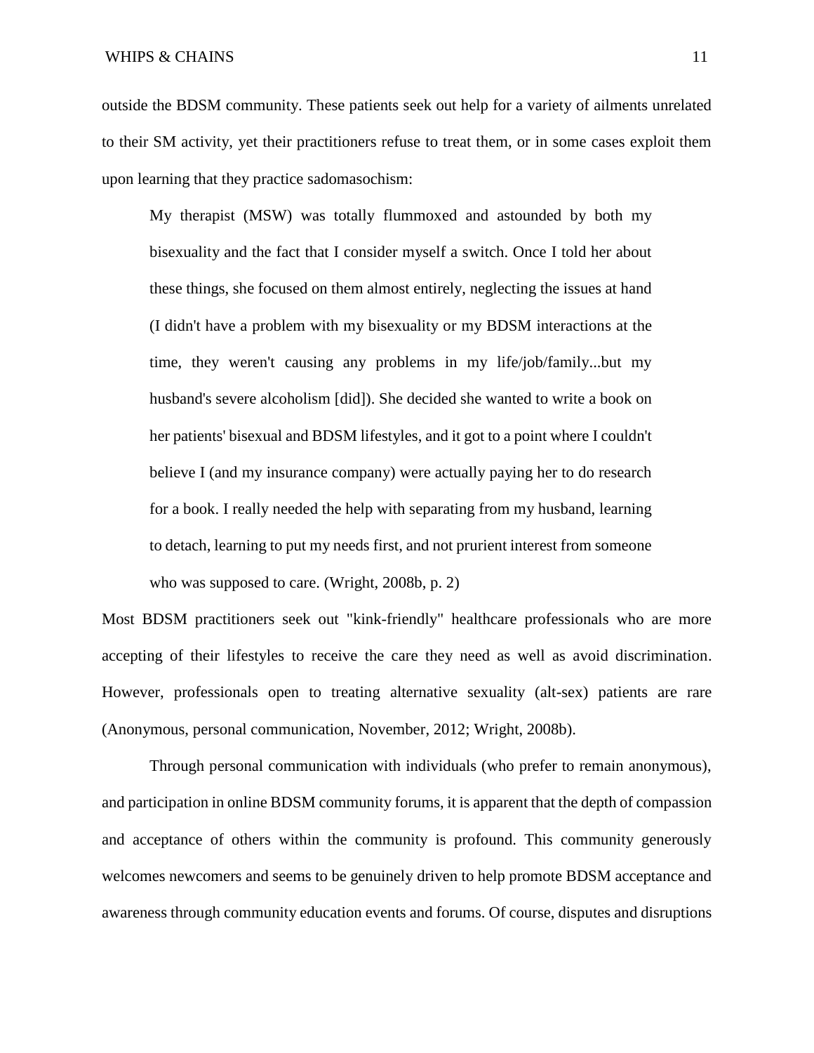outside the BDSM community. These patients seek out help for a variety of ailments unrelated to their SM activity, yet their practitioners refuse to treat them, or in some cases exploit them upon learning that they practice sadomasochism:

> My therapist (MSW) was totally flummoxed and astounded by both my bisexuality and the fact that I consider myself a switch. Once I told her about these things, she focused on them almost entirely, neglecting the issues at hand (I didn't have a problem with my bisexuality or my BDSM interactions at the time, they weren't causing any problems in my life/job/family...but my husband's severe alcoholism [did]). She decided she wanted to write a book on her patients' bisexual and BDSM lifestyles, and it got to a point where I couldn't believe I (and my insurance company) were actually paying her to do research for a book. I really needed the help with separating from my husband, learning to detach, learning to put my needs first, and not prurient interest from someone who was supposed to care. (Wright, 2008b, p. 2)

Most BDSM practitioners seek out "kink-friendly" healthcare professionals who are more accepting of their lifestyles to receive the care they need as well as avoid discrimination. However, professionals open to treating alternative sexuality (alt-sex) patients are rare (Anonymous, personal communication, November, 2012; Wright, 2008b).

Through personal communication with individuals (who prefer to remain anonymous), and participation in online BDSM community forums, it is apparent that the depth of compassion and acceptance of others within the community is profound. This community generously welcomes newcomers and seems to be genuinely driven to help promote BDSM acceptance and awareness through community education events and forums. Of course, disputes and disruptions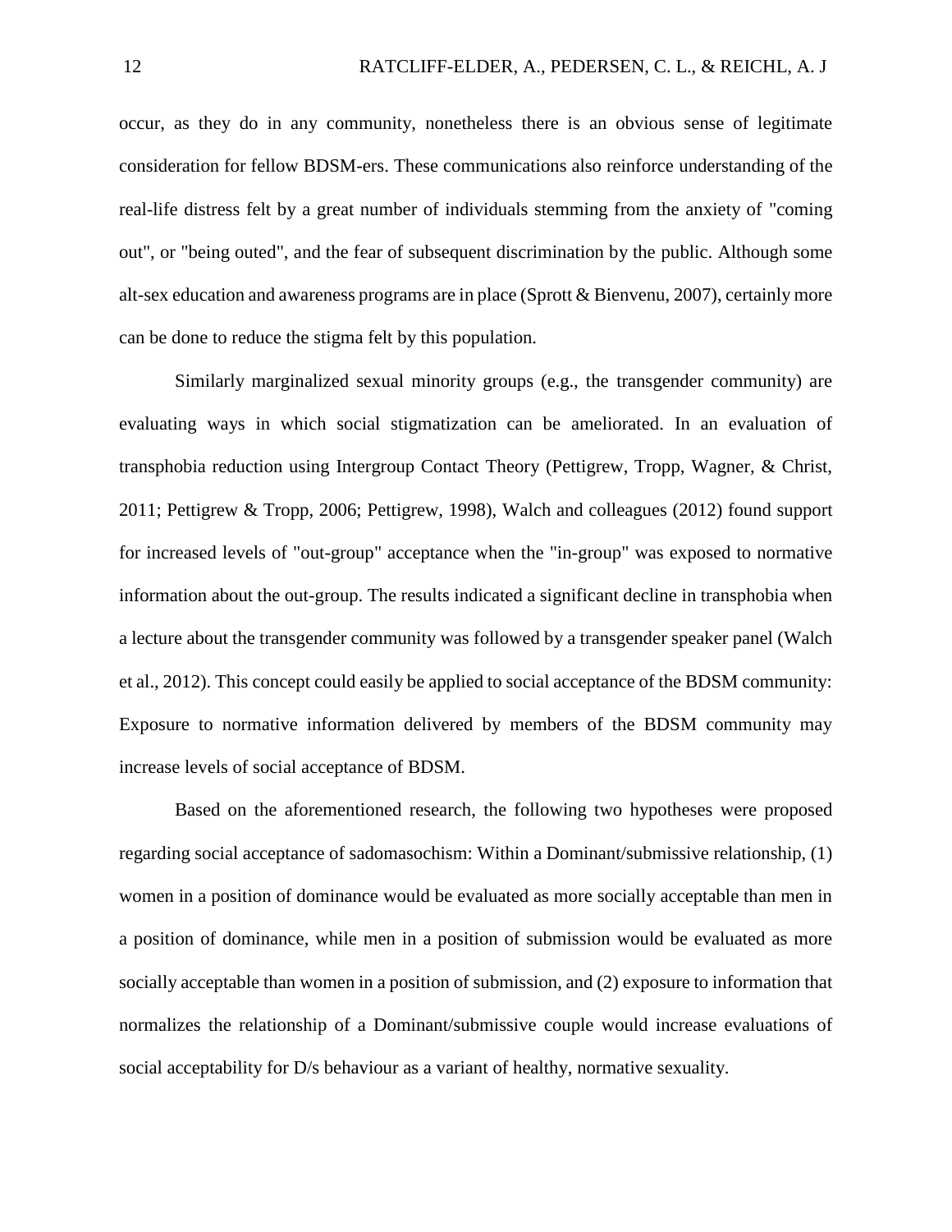occur, as they do in any community, nonetheless there is an obvious sense of legitimate consideration for fellow BDSM-ers. These communications also reinforce understanding of the real-life distress felt by a great number of individuals stemming from the anxiety of "coming out", or "being outed", and the fear of subsequent discrimination by the public. Although some alt-sex education and awareness programs are in place (Sprott & Bienvenu, 2007), certainly more can be done to reduce the stigma felt by this population.

Similarly marginalized sexual minority groups (e.g., the transgender community) are evaluating ways in which social stigmatization can be ameliorated. In an evaluation of transphobia reduction using Intergroup Contact Theory (Pettigrew, Tropp, Wagner, & Christ, 2011; Pettigrew & Tropp, 2006; Pettigrew, 1998), Walch and colleagues (2012) found support for increased levels of "out-group" acceptance when the "in-group" was exposed to normative information about the out-group. The results indicated a significant decline in transphobia when a lecture about the transgender community was followed by a transgender speaker panel (Walch et al., 2012). This concept could easily be applied to social acceptance of the BDSM community: Exposure to normative information delivered by members of the BDSM community may increase levels of social acceptance of BDSM.

Based on the aforementioned research, the following two hypotheses were proposed regarding social acceptance of sadomasochism: Within a Dominant/submissive relationship, (1) women in a position of dominance would be evaluated as more socially acceptable than men in a position of dominance, while men in a position of submission would be evaluated as more socially acceptable than women in a position of submission, and (2) exposure to information that normalizes the relationship of a Dominant/submissive couple would increase evaluations of social acceptability for D/s behaviour as a variant of healthy, normative sexuality.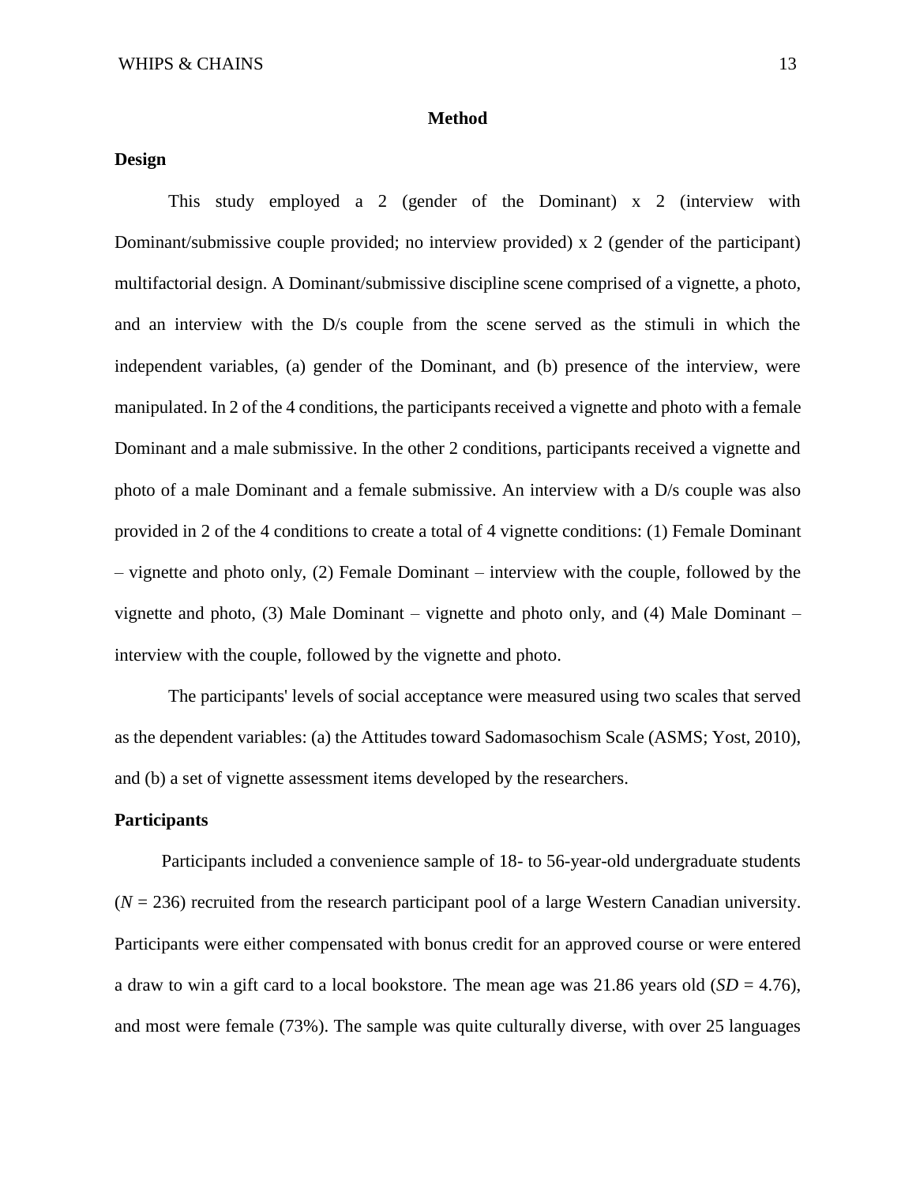# Method

## Design

This study employed a 2 (gender of the Dominant) x 2 (interview with Dominant/submissive couple provided; no interview provided) x 2 (gender of the participant) multifactorial design. A Dominant/submissive discipline scene comprised of a vignette, a photo, and an interview with the D/s couple from the scene served as the stimuli in which the independent variables, (a) gender of the Dominant, and (b) presence of the interview, were manipulated. In 2 of the 4 conditions, the participants received a vignette and photo with a female Dominant and a male submissive. In the other 2 conditions, participants received a vignette and photo of a male Dominant and a female submissive. An interview with a D/s couple was also provided in 2 of the 4 conditions to create a total of 4 vignette conditions: (1) Female Dominant – vignette and photo only, (2) Female Dominant – interview with the couple, followed by the vignette and photo, (3) Male Dominant – vignette and photo only, and (4) Male Dominant – interview with the couple, followed by the vignette and photo.

The participants' levels of social acceptance were measured using two scales that served as the dependent variables: (a) the Attitudes toward Sadomasochism Scale (ASMS; Yost, 2010), and (b) a set of vignette assessment items developed by the researchers.

## Participants

Participants included a convenience sample of 18- to 56-year-old undergraduate students (*N* = 236) recruited from the research participant pool of a large Western Canadian university. Participants were either compensated with bonus credit for an approved course or were entered a draw to win a gift card to a local bookstore. The mean age was 21.86 years old (*SD* = 4.76), and most were female (73%). The sample was quite culturally diverse, with over 25 languages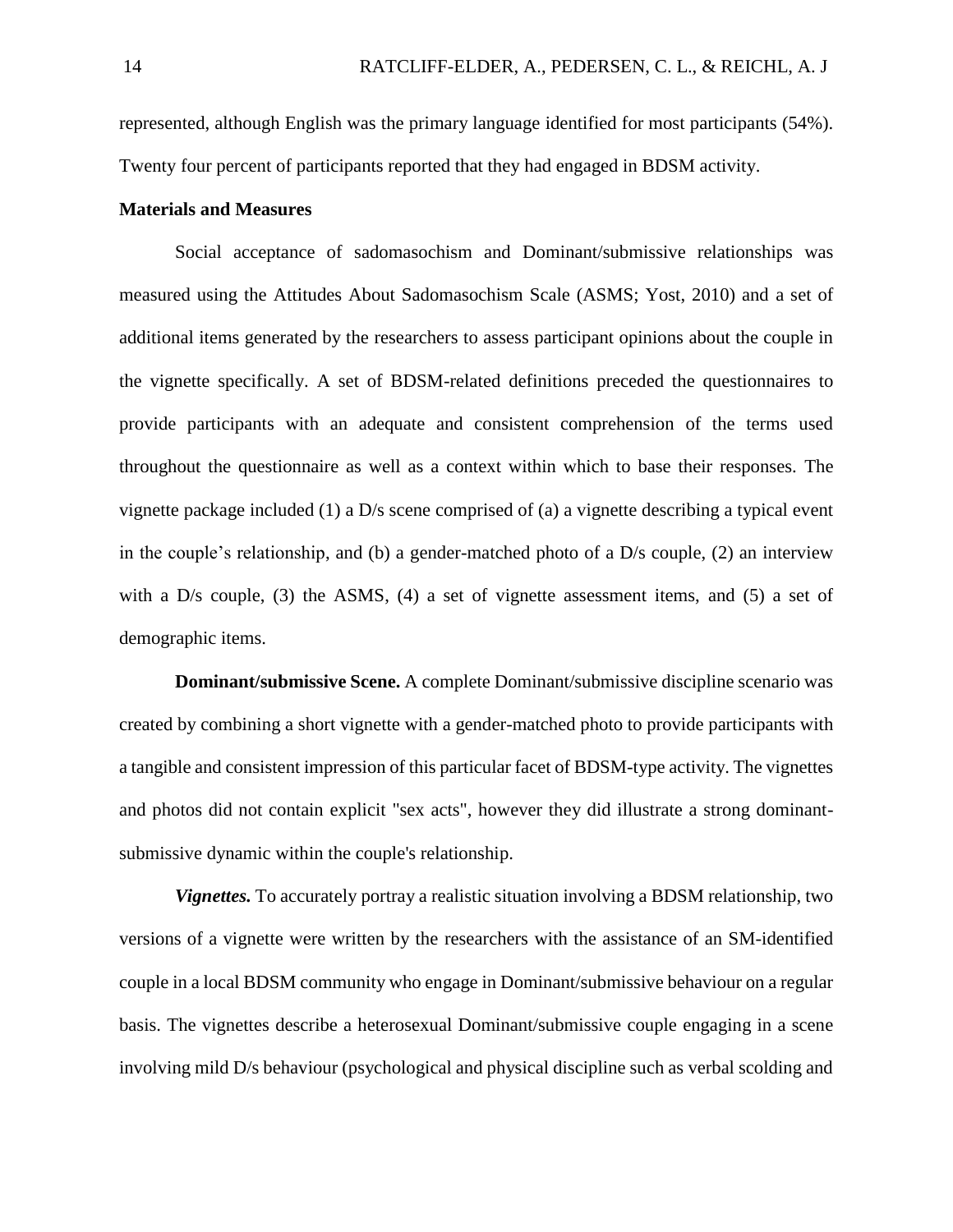represented, although English was the primary language identified for most participants (54%). Twenty four percent of participants reported that they had engaged in BDSM activity.

### Materials and Measures

Social acceptance of sadomasochism and Dominant/submissive relationships was measured using the Attitudes About Sadomasochism Scale (ASMS; Yost, 2010) and a set of additional items generated by the researchers to assess participant opinions about the couple in the vignette specifically. A set of BDSM-related definitions preceded the questionnaires to provide participants with an adequate and consistent comprehension of the terms used throughout the questionnaire as well as a context within which to base their responses. The vignette package included (1) a D/s scene comprised of (a) a vignette describing a typical event in the couple's relationship, and (b) a gender-matched photo of a D/s couple, (2) an interview with a D/s couple, (3) the ASMS, (4) a set of vignette assessment items, and (5) a set of demographic items.

**Dominant/submissive Scene.** A complete Dominant/submissive discipline scenario was created by combining a short vignette with a gender-matched photo to provide participants with a tangible and consistent impression of this particular facet of BDSM-type activity. The vignettes and photos did not contain explicit "sex acts", however they did illustrate a strong dominant-submissive dynamic within the couple's relationship.

***Vignettes.*** To accurately portray a realistic situation involving a BDSM relationship, two versions of a vignette were written by the researchers with the assistance of an SM-identified couple in a local BDSM community who engage in Dominant/submissive behaviour on a regular basis. The vignettes describe a heterosexual Dominant/submissive couple engaging in a scene involving mild D/s behaviour (psychological and physical discipline such as verbal scolding and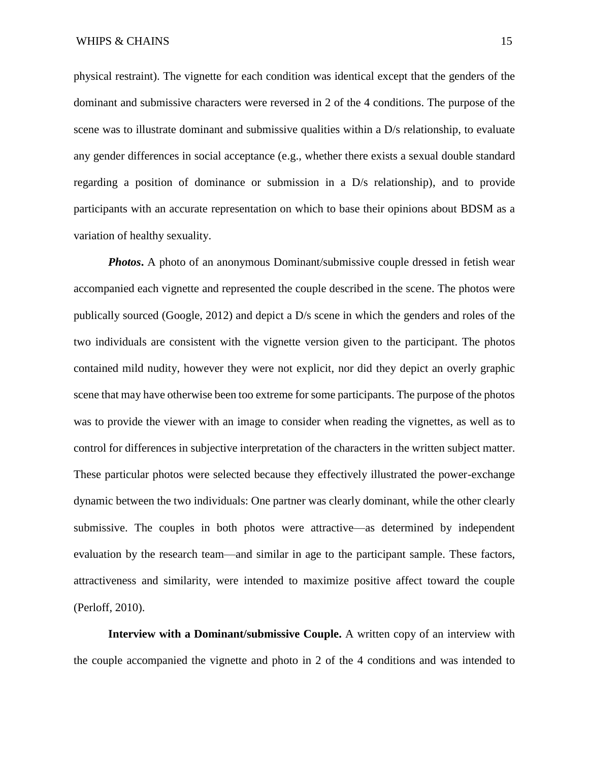physical restraint). The vignette for each condition was identical except that the genders of the dominant and submissive characters were reversed in 2 of the 4 conditions. The purpose of the scene was to illustrate dominant and submissive qualities within a D/s relationship, to evaluate any gender differences in social acceptance (e.g., whether there exists a sexual double standard regarding a position of dominance or submission in a D/s relationship), and to provide participants with an accurate representation on which to base their opinions about BDSM as a variation of healthy sexuality.

***Photos*****.** A photo of an anonymous Dominant/submissive couple dressed in fetish wear accompanied each vignette and represented the couple described in the scene. The photos were publically sourced (Google, 2012) and depict a D/s scene in which the genders and roles of the two individuals are consistent with the vignette version given to the participant. The photos contained mild nudity, however they were not explicit, nor did they depict an overly graphic scene that may have otherwise been too extreme for some participants. The purpose of the photos was to provide the viewer with an image to consider when reading the vignettes, as well as to control for differences in subjective interpretation of the characters in the written subject matter. These particular photos were selected because they effectively illustrated the power-exchange dynamic between the two individuals: One partner was clearly dominant, while the other clearly submissive. The couples in both photos were attractive—as determined by independent evaluation by the research team—and similar in age to the participant sample. These factors, attractiveness and similarity, were intended to maximize positive affect toward the couple (Perloff, 2010).

**Interview with a Dominant/submissive Couple.** A written copy of an interview with the couple accompanied the vignette and photo in 2 of the 4 conditions and was intended to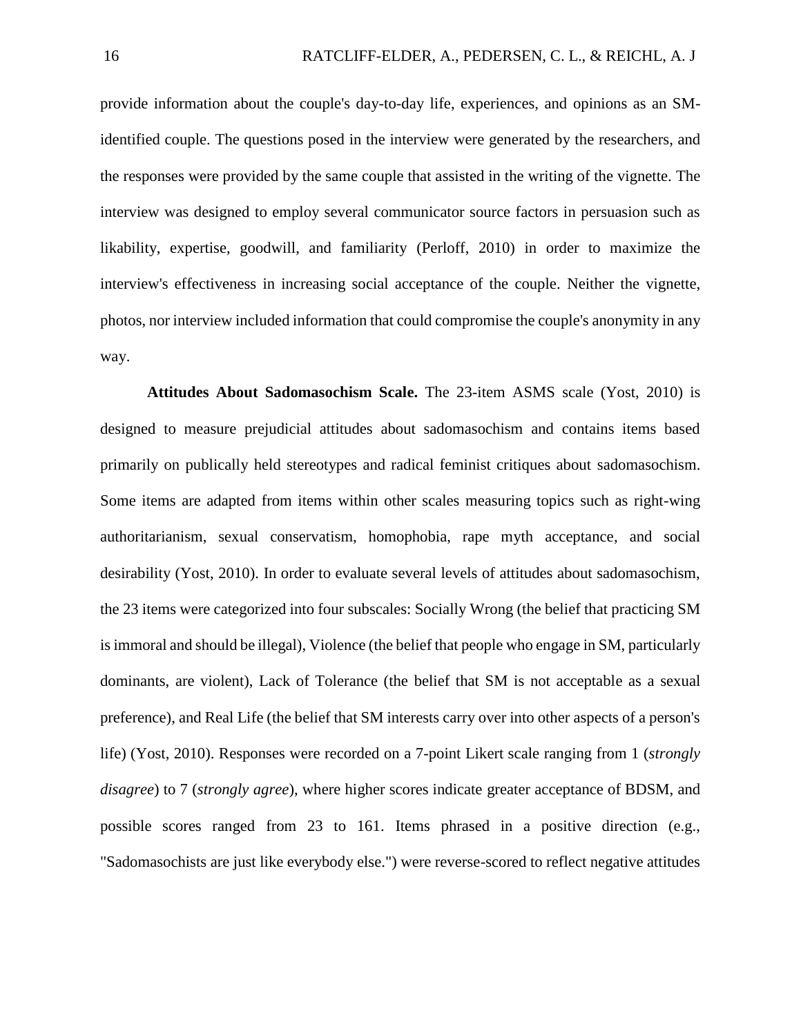provide information about the couple's day-to-day life, experiences, and opinions as an SM-identified couple. The questions posed in the interview were generated by the researchers, and the responses were provided by the same couple that assisted in the writing of the vignette. The interview was designed to employ several communicator source factors in persuasion such as likability, expertise, goodwill, and familiarity (Perloff, 2010) in order to maximize the interview's effectiveness in increasing social acceptance of the couple. Neither the vignette, photos, nor interview included information that could compromise the couple's anonymity in any way.

**Attitudes About Sadomasochism Scale.** The 23-item ASMS scale (Yost, 2010) is designed to measure prejudicial attitudes about sadomasochism and contains items based primarily on publically held stereotypes and radical feminist critiques about sadomasochism. Some items are adapted from items within other scales measuring topics such as right-wing authoritarianism, sexual conservatism, homophobia, rape myth acceptance, and social desirability (Yost, 2010). In order to evaluate several levels of attitudes about sadomasochism, the 23 items were categorized into four subscales: Socially Wrong (the belief that practicing SM is immoral and should be illegal), Violence (the belief that people who engage in SM, particularly dominants, are violent), Lack of Tolerance (the belief that SM is not acceptable as a sexual preference), and Real Life (the belief that SM interests carry over into other aspects of a person's life) (Yost, 2010). Responses were recorded on a 7-point Likert scale ranging from 1 (*strongly disagree*) to 7 (*strongly agree*), where higher scores indicate greater acceptance of BDSM, and possible scores ranged from 23 to 161. Items phrased in a positive direction (e.g., "Sadomasochists are just like everybody else.") were reverse-scored to reflect negative attitudes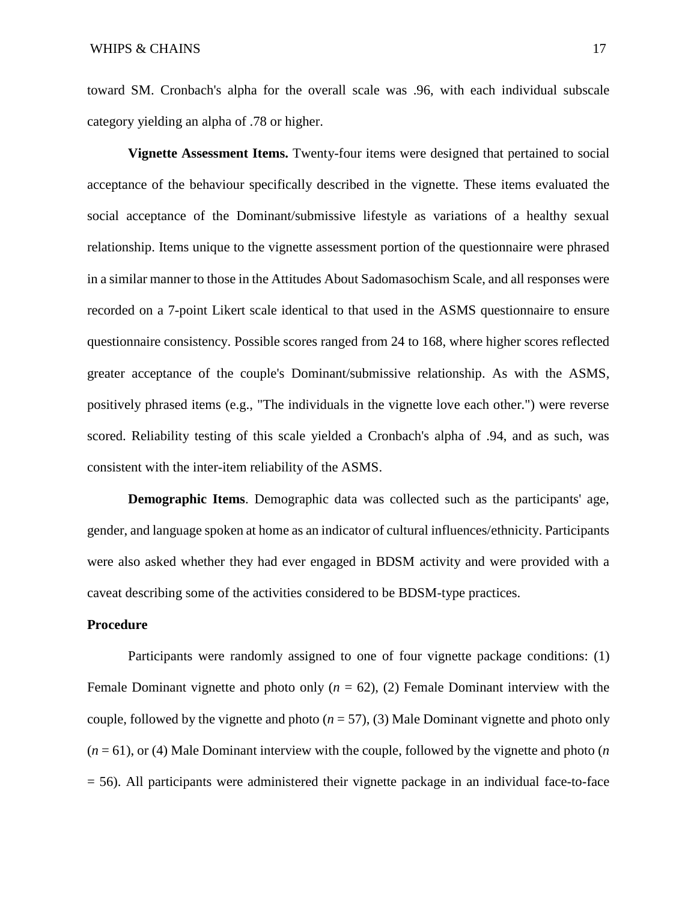toward SM. Cronbach's alpha for the overall scale was .96, with each individual subscale category yielding an alpha of .78 or higher.

**Vignette Assessment Items.** Twenty-four items were designed that pertained to social acceptance of the behaviour specifically described in the vignette. These items evaluated the social acceptance of the Dominant/submissive lifestyle as variations of a healthy sexual relationship. Items unique to the vignette assessment portion of the questionnaire were phrased in a similar manner to those in the Attitudes About Sadomasochism Scale, and all responses were recorded on a 7-point Likert scale identical to that used in the ASMS questionnaire to ensure questionnaire consistency. Possible scores ranged from 24 to 168, where higher scores reflected greater acceptance of the couple's Dominant/submissive relationship. As with the ASMS, positively phrased items (e.g., "The individuals in the vignette love each other.") were reverse scored. Reliability testing of this scale yielded a Cronbach's alpha of .94, and as such, was consistent with the inter-item reliability of the ASMS.

**Demographic Items**. Demographic data was collected such as the participants' age, gender, and language spoken at home as an indicator of cultural influences/ethnicity. Participants were also asked whether they had ever engaged in BDSM activity and were provided with a caveat describing some of the activities considered to be BDSM-type practices.

## Procedure

Participants were randomly assigned to one of four vignette package conditions: (1) Female Dominant vignette and photo only ($n$ = 62), (2) Female Dominant interview with the couple, followed by the vignette and photo ($n$ = 57), (3) Male Dominant vignette and photo only ($n$ = 61), or (4) Male Dominant interview with the couple, followed by the vignette and photo ($n$ = 56). All participants were administered their vignette package in an individual face-to-face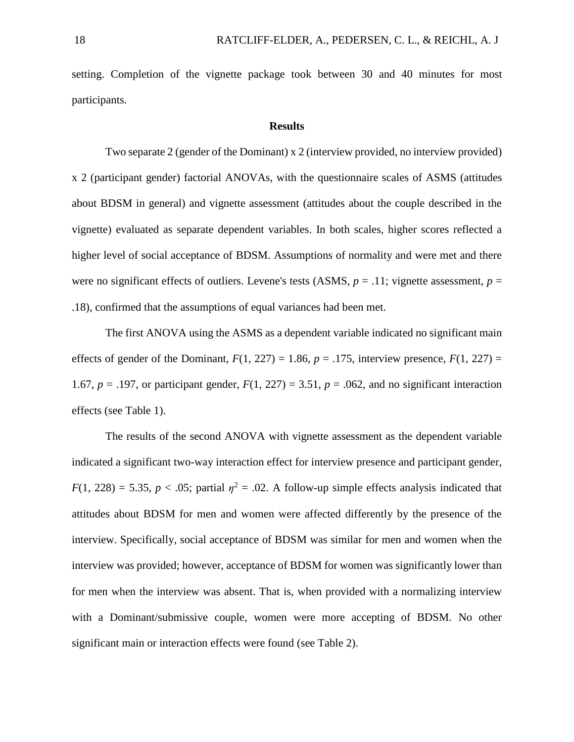setting. Completion of the vignette package took between 30 and 40 minutes for most participants.

## Results

Two separate 2 (gender of the Dominant) x 2 (interview provided, no interview provided) x 2 (participant gender) factorial ANOVAs, with the questionnaire scales of ASMS (attitudes about BDSM in general) and vignette assessment (attitudes about the couple described in the vignette) evaluated as separate dependent variables. In both scales, higher scores reflected a higher level of social acceptance of BDSM. Assumptions of normality and were met and there were no significant effects of outliers. Levene's tests (ASMS, $p$ = .11; vignette assessment, $p$ = .18), confirmed that the assumptions of equal variances had been met.

The first ANOVA using the ASMS as a dependent variable indicated no significant main effects of gender of the Dominant, $F(1, 227) = 1.86$, $p = .175$, interview presence, $F(1, 227) = 1.67$, $p = .197$, or participant gender, $F(1, 227) = 3.51$, $p = .062$, and no significant interaction effects (see Table 1).

The results of the second ANOVA with vignette assessment as the dependent variable indicated a significant two-way interaction effect for interview presence and participant gender, $F(1, 228) = 5.35$, $p < .05$; partial $\eta^2 = .02$. A follow-up simple effects analysis indicated that attitudes about BDSM for men and women were affected differently by the presence of the interview. Specifically, social acceptance of BDSM was similar for men and women when the interview was provided; however, acceptance of BDSM for women was significantly lower than for men when the interview was absent. That is, when provided with a normalizing interview with a Dominant/submissive couple, women were more accepting of BDSM. No other significant main or interaction effects were found (see Table 2).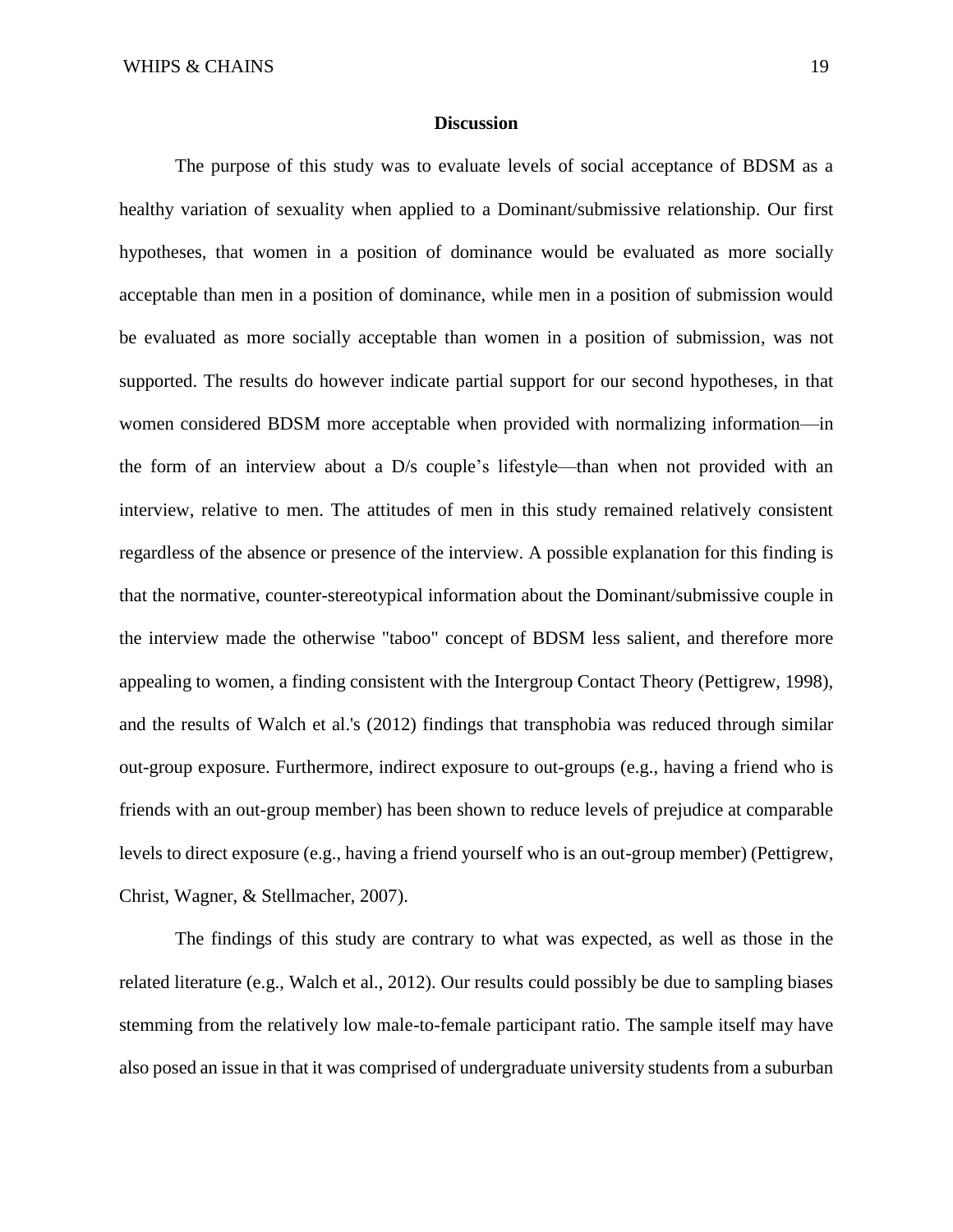## Discussion

The purpose of this study was to evaluate levels of social acceptance of BDSM as a healthy variation of sexuality when applied to a Dominant/submissive relationship. Our first hypotheses, that women in a position of dominance would be evaluated as more socially acceptable than men in a position of dominance, while men in a position of submission would be evaluated as more socially acceptable than women in a position of submission, was not supported. The results do however indicate partial support for our second hypotheses, in that women considered BDSM more acceptable when provided with normalizing information—in the form of an interview about a D/s couple's lifestyle—than when not provided with an interview, relative to men. The attitudes of men in this study remained relatively consistent regardless of the absence or presence of the interview. A possible explanation for this finding is that the normative, counter-stereotypical information about the Dominant/submissive couple in the interview made the otherwise "taboo" concept of BDSM less salient, and therefore more appealing to women, a finding consistent with the Intergroup Contact Theory (Pettigrew, 1998), and the results of Walch et al.'s (2012) findings that transphobia was reduced through similar out-group exposure. Furthermore, indirect exposure to out-groups (e.g., having a friend who is friends with an out-group member) has been shown to reduce levels of prejudice at comparable levels to direct exposure (e.g., having a friend yourself who is an out-group member) (Pettigrew, Christ, Wagner, & Stellmacher, 2007).

The findings of this study are contrary to what was expected, as well as those in the related literature (e.g., Walch et al., 2012). Our results could possibly be due to sampling biases stemming from the relatively low male-to-female participant ratio. The sample itself may have also posed an issue in that it was comprised of undergraduate university students from a suburban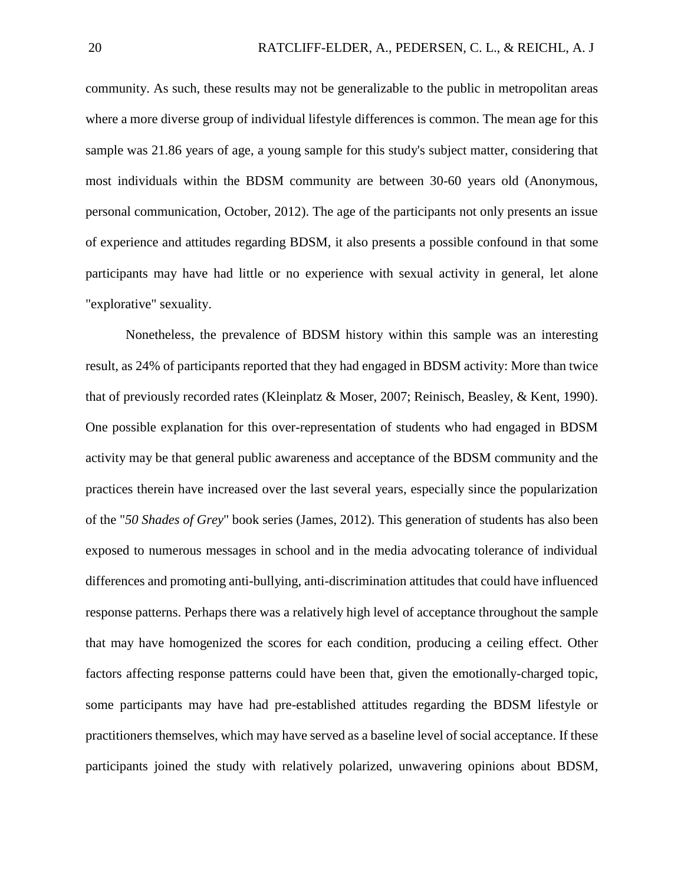community. As such, these results may not be generalizable to the public in metropolitan areas where a more diverse group of individual lifestyle differences is common. The mean age for this sample was 21.86 years of age, a young sample for this study's subject matter, considering that most individuals within the BDSM community are between 30-60 years old (Anonymous, personal communication, October, 2012). The age of the participants not only presents an issue of experience and attitudes regarding BDSM, it also presents a possible confound in that some participants may have had little or no experience with sexual activity in general, let alone "explorative" sexuality.

Nonetheless, the prevalence of BDSM history within this sample was an interesting result, as 24% of participants reported that they had engaged in BDSM activity: More than twice that of previously recorded rates (Kleinplatz & Moser, 2007; Reinisch, Beasley, & Kent, 1990). One possible explanation for this over-representation of students who had engaged in BDSM activity may be that general public awareness and acceptance of the BDSM community and the practices therein have increased over the last several years, especially since the popularization of the "*50 Shades of Grey*" book series (James, 2012). This generation of students has also been exposed to numerous messages in school and in the media advocating tolerance of individual differences and promoting anti-bullying, anti-discrimination attitudes that could have influenced response patterns. Perhaps there was a relatively high level of acceptance throughout the sample that may have homogenized the scores for each condition, producing a ceiling effect. Other factors affecting response patterns could have been that, given the emotionally-charged topic, some participants may have had pre-established attitudes regarding the BDSM lifestyle or practitioners themselves, which may have served as a baseline level of social acceptance. If these participants joined the study with relatively polarized, unwavering opinions about BDSM,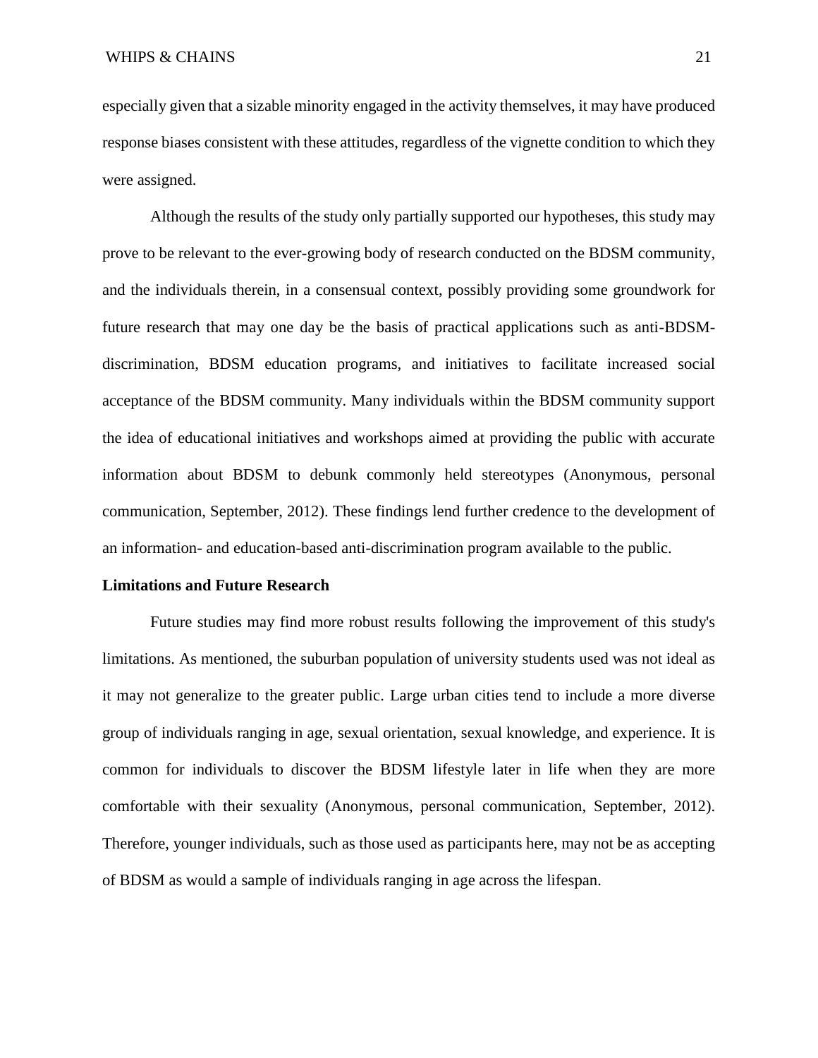especially given that a sizable minority engaged in the activity themselves, it may have produced response biases consistent with these attitudes, regardless of the vignette condition to which they were assigned.

Although the results of the study only partially supported our hypotheses, this study may prove to be relevant to the ever-growing body of research conducted on the BDSM community, and the individuals therein, in a consensual context, possibly providing some groundwork for future research that may one day be the basis of practical applications such as anti-BDSM-discrimination, BDSM education programs, and initiatives to facilitate increased social acceptance of the BDSM community. Many individuals within the BDSM community support the idea of educational initiatives and workshops aimed at providing the public with accurate information about BDSM to debunk commonly held stereotypes (Anonymous, personal communication, September, 2012). These findings lend further credence to the development of an information- and education-based anti-discrimination program available to the public.

**Limitations and Future Research**

Future studies may find more robust results following the improvement of this study's limitations. As mentioned, the suburban population of university students used was not ideal as it may not generalize to the greater public. Large urban cities tend to include a more diverse group of individuals ranging in age, sexual orientation, sexual knowledge, and experience. It is common for individuals to discover the BDSM lifestyle later in life when they are more comfortable with their sexuality (Anonymous, personal communication, September, 2012). Therefore, younger individuals, such as those used as participants here, may not be as accepting of BDSM as would a sample of individuals ranging in age across the lifespan.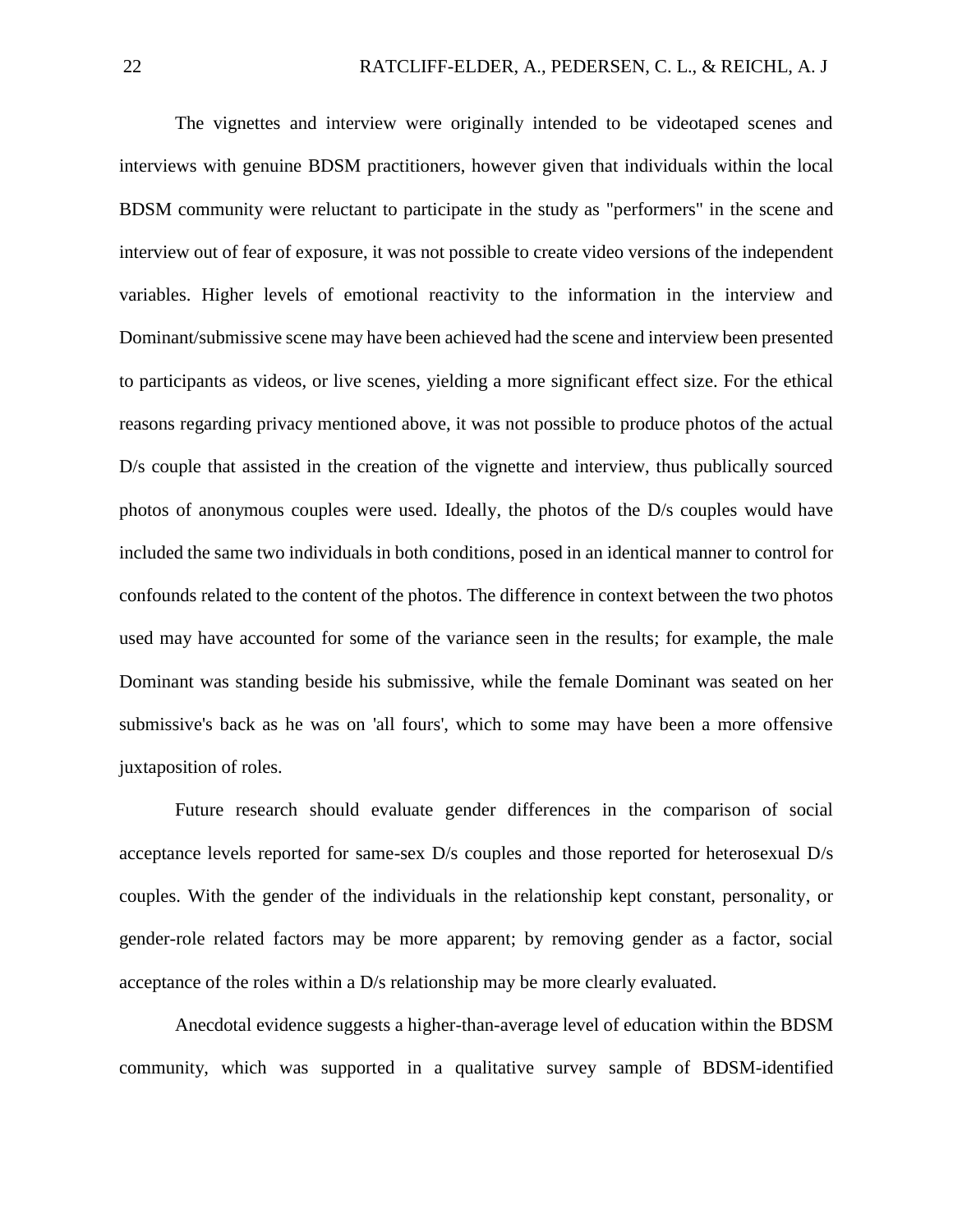The vignettes and interview were originally intended to be videotaped scenes and interviews with genuine BDSM practitioners, however given that individuals within the local BDSM community were reluctant to participate in the study as "performers" in the scene and interview out of fear of exposure, it was not possible to create video versions of the independent variables. Higher levels of emotional reactivity to the information in the interview and Dominant/submissive scene may have been achieved had the scene and interview been presented to participants as videos, or live scenes, yielding a more significant effect size. For the ethical reasons regarding privacy mentioned above, it was not possible to produce photos of the actual D/s couple that assisted in the creation of the vignette and interview, thus publically sourced photos of anonymous couples were used. Ideally, the photos of the D/s couples would have included the same two individuals in both conditions, posed in an identical manner to control for confounds related to the content of the photos. The difference in context between the two photos used may have accounted for some of the variance seen in the results; for example, the male Dominant was standing beside his submissive, while the female Dominant was seated on her submissive's back as he was on 'all fours', which to some may have been a more offensive juxtaposition of roles.

Future research should evaluate gender differences in the comparison of social acceptance levels reported for same-sex D/s couples and those reported for heterosexual D/s couples. With the gender of the individuals in the relationship kept constant, personality, or gender-role related factors may be more apparent; by removing gender as a factor, social acceptance of the roles within a D/s relationship may be more clearly evaluated.

Anecdotal evidence suggests a higher-than-average level of education within the BDSM community, which was supported in a qualitative survey sample of BDSM-identified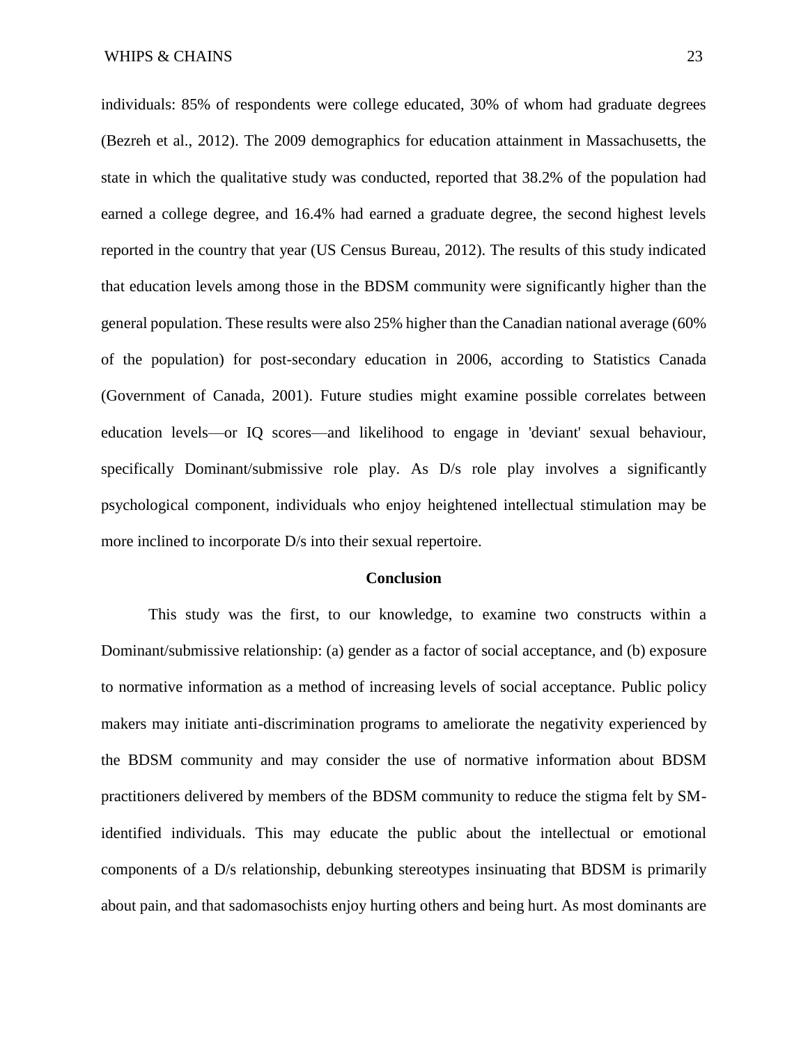individuals: 85% of respondents were college educated, 30% of whom had graduate degrees (Bezreh et al., 2012). The 2009 demographics for education attainment in Massachusetts, the state in which the qualitative study was conducted, reported that 38.2% of the population had earned a college degree, and 16.4% had earned a graduate degree, the second highest levels reported in the country that year (US Census Bureau, 2012). The results of this study indicated that education levels among those in the BDSM community were significantly higher than the general population. These results were also 25% higher than the Canadian national average (60% of the population) for post-secondary education in 2006, according to Statistics Canada (Government of Canada, 2001). Future studies might examine possible correlates between education levels—or IQ scores—and likelihood to engage in 'deviant' sexual behaviour, specifically Dominant/submissive role play. As D/s role play involves a significantly psychological component, individuals who enjoy heightened intellectual stimulation may be more inclined to incorporate D/s into their sexual repertoire.

## Conclusion

This study was the first, to our knowledge, to examine two constructs within a Dominant/submissive relationship: (a) gender as a factor of social acceptance, and (b) exposure to normative information as a method of increasing levels of social acceptance. Public policy makers may initiate anti-discrimination programs to ameliorate the negativity experienced by the BDSM community and may consider the use of normative information about BDSM practitioners delivered by members of the BDSM community to reduce the stigma felt by SM-identified individuals. This may educate the public about the intellectual or emotional components of a D/s relationship, debunking stereotypes insinuating that BDSM is primarily about pain, and that sadomasochists enjoy hurting others and being hurt. As most dominants are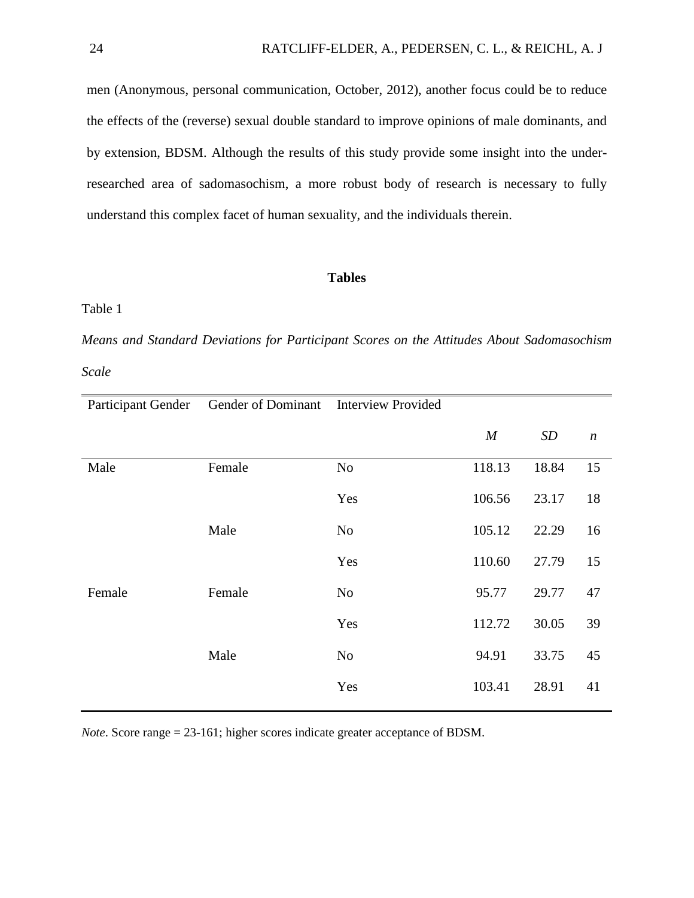men (Anonymous, personal communication, October, 2012), another focus could be to reduce the effects of the (reverse) sexual double standard to improve opinions of male dominants, and by extension, BDSM. Although the results of this study provide some insight into the under-researched area of sadomasochism, a more robust body of research is necessary to fully understand this complex facet of human sexuality, and the individuals therein.

## Tables

Table 1

*Means and Standard Deviations for Participant Scores on the Attitudes About Sadomasochism Scale*

| Participant Gender | Gender of Dominant | Interview Provided | *M* | *SD* | *n* |
|---|---|---|---|---|---|
| Male | Female | No | 118.13 | 18.84 | 15 |
| | | Yes | 106.56 | 23.17 | 18 |
| | Male | No | 105.12 | 22.29 | 16 |
| | | Yes | 110.60 | 27.79 | 15 |
| Female | Female | No | 95.77 | 29.77 | 47 |
| | | Yes | 112.72 | 30.05 | 39 |
| | Male | No | 94.91 | 33.75 | 45 |
| | | Yes | 103.41 | 28.91 | 41 |

*Note*. Score range = 23-161; higher scores indicate greater acceptance of BDSM.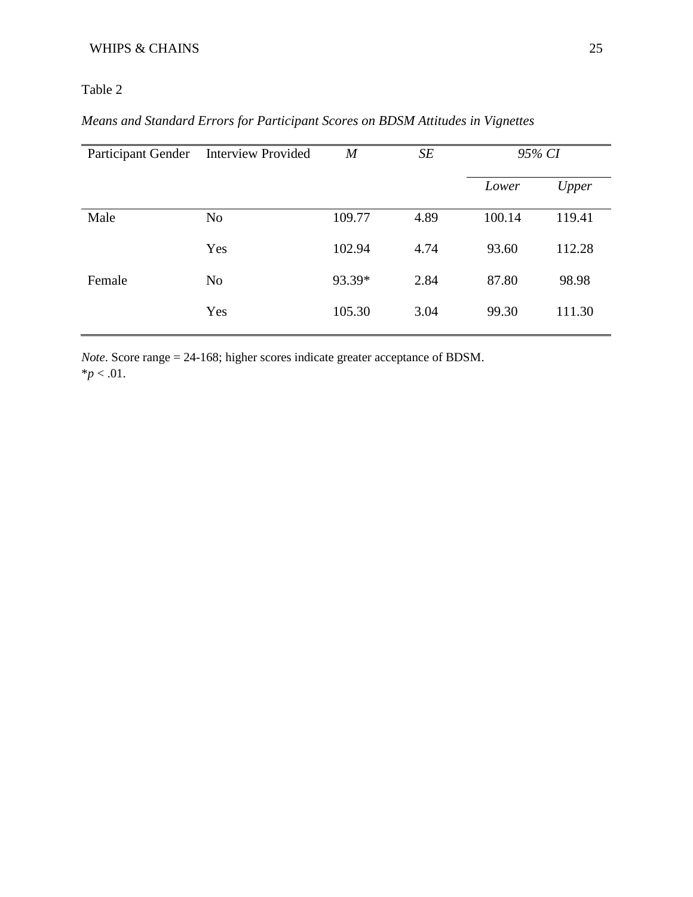Table 2

*Means and Standard Errors for Participant Scores on BDSM Attitudes in Vignettes*

| Participant Gender | Interview Provided | *M* | *SE* | *95% CI* | |
|---|---|---|---|---|---|
| | | | | *Lower* | *Upper* |
| Male | No | 109.77 | 4.89 | 100.14 | 119.41 |
| | Yes | 102.94 | 4.74 | 93.60 | 112.28 |
| Female | No | 93.39* | 2.84 | 87.80 | 98.98 |
| | Yes | 105.30 | 3.04 | 99.30 | 111.30 |

*Note*. Score range = 24-168; higher scores indicate greater acceptance of BDSM.
*$p < .01$.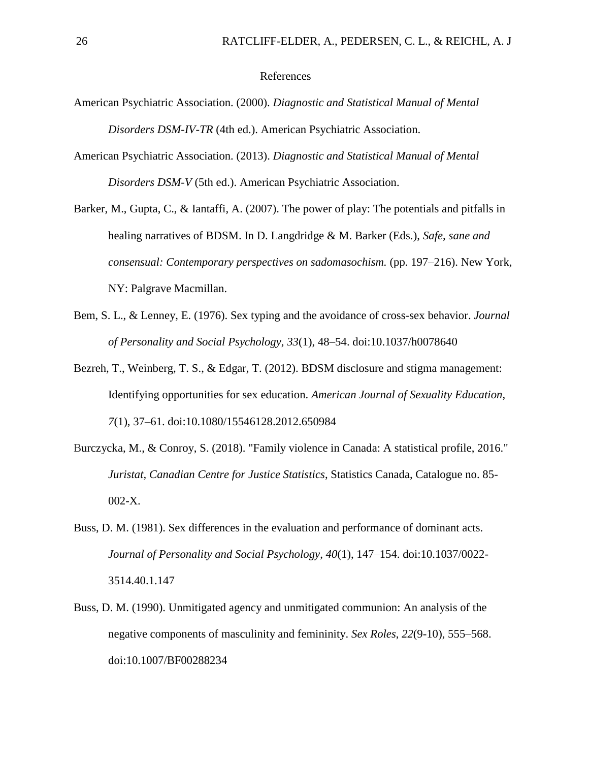# References

American Psychiatric Association. (2000). *Diagnostic and Statistical Manual of Mental Disorders DSM-IV-TR* (4th ed.). American Psychiatric Association.

American Psychiatric Association. (2013). *Diagnostic and Statistical Manual of Mental Disorders DSM-V* (5th ed.). American Psychiatric Association.

Barker, M., Gupta, C., & Iantaffi, A. (2007). The power of play: The potentials and pitfalls in healing narratives of BDSM. In D. Langdridge & M. Barker (Eds.), *Safe, sane and consensual: Contemporary perspectives on sadomasochism.* (pp. 197–216). New York, NY: Palgrave Macmillan.

Bem, S. L., & Lenney, E. (1976). Sex typing and the avoidance of cross-sex behavior. *Journal of Personality and Social Psychology*, *33*(1), 48–54. doi:10.1037/h0078640

Bezreh, T., Weinberg, T. S., & Edgar, T. (2012). BDSM disclosure and stigma management: Identifying opportunities for sex education. *American Journal of Sexuality Education*, *7*(1), 37–61. doi:10.1080/15546128.2012.650984

Burczycka, M., & Conroy, S. (2018). "Family violence in Canada: A statistical profile, 2016." *Juristat*, *Canadian Centre for Justice Statistics*, Statistics Canada, Catalogue no. 85-002-X.

Buss, D. M. (1981). Sex differences in the evaluation and performance of dominant acts. *Journal of Personality and Social Psychology*, *40*(1), 147–154. doi:10.1037/0022-3514.40.1.147

Buss, D. M. (1990). Unmitigated agency and unmitigated communion: An analysis of the negative components of masculinity and femininity. *Sex Roles*, *22*(9-10), 555–568. doi:10.1007/BF00288234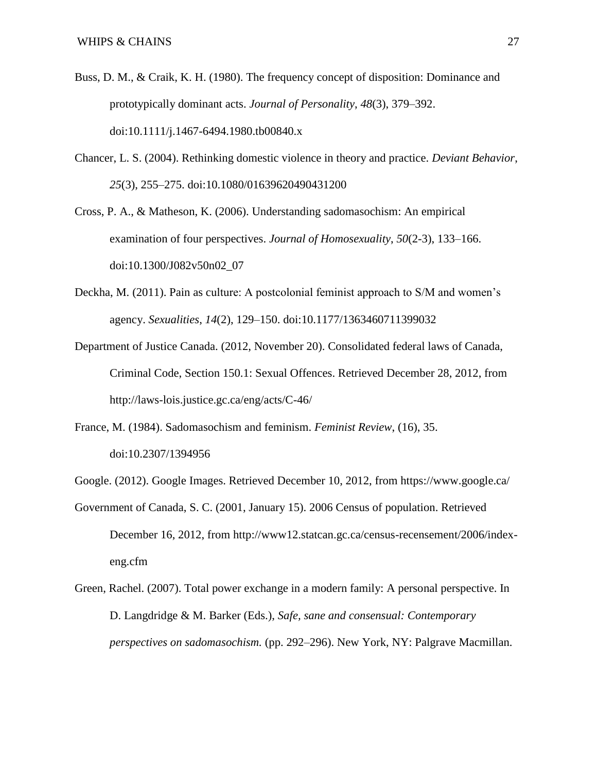Buss, D. M., & Craik, K. H. (1980). The frequency concept of disposition: Dominance and prototypically dominant acts. *Journal of Personality*, *48*(3), 379–392. doi:10.1111/j.1467-6494.1980.tb00840.x

Chancer, L. S. (2004). Rethinking domestic violence in theory and practice. *Deviant Behavior*, *25*(3), 255–275. doi:10.1080/01639620490431200

Cross, P. A., & Matheson, K. (2006). Understanding sadomasochism: An empirical examination of four perspectives. *Journal of Homosexuality*, *50*(2-3), 133–166. doi:10.1300/J082v50n02_07

Deckha, M. (2011). Pain as culture: A postcolonial feminist approach to S/M and women's agency. *Sexualities*, *14*(2), 129–150. doi:10.1177/1363460711399032

Department of Justice Canada. (2012, November 20). Consolidated federal laws of Canada, Criminal Code, Section 150.1: Sexual Offences. Retrieved December 28, 2012, from http://laws-lois.justice.gc.ca/eng/acts/C-46/

France, M. (1984). Sadomasochism and feminism. *Feminist Review*, (16), 35. doi:10.2307/1394956

Google. (2012). Google Images. Retrieved December 10, 2012, from https://www.google.ca/

Government of Canada, S. C. (2001, January 15). 2006 Census of population. Retrieved December 16, 2012, from http://www12.statcan.gc.ca/census-recensement/2006/index-eng.cfm

Green, Rachel. (2007). Total power exchange in a modern family: A personal perspective. In D. Langdridge & M. Barker (Eds.), *Safe, sane and consensual: Contemporary perspectives on sadomasochism.* (pp. 292–296). New York, NY: Palgrave Macmillan.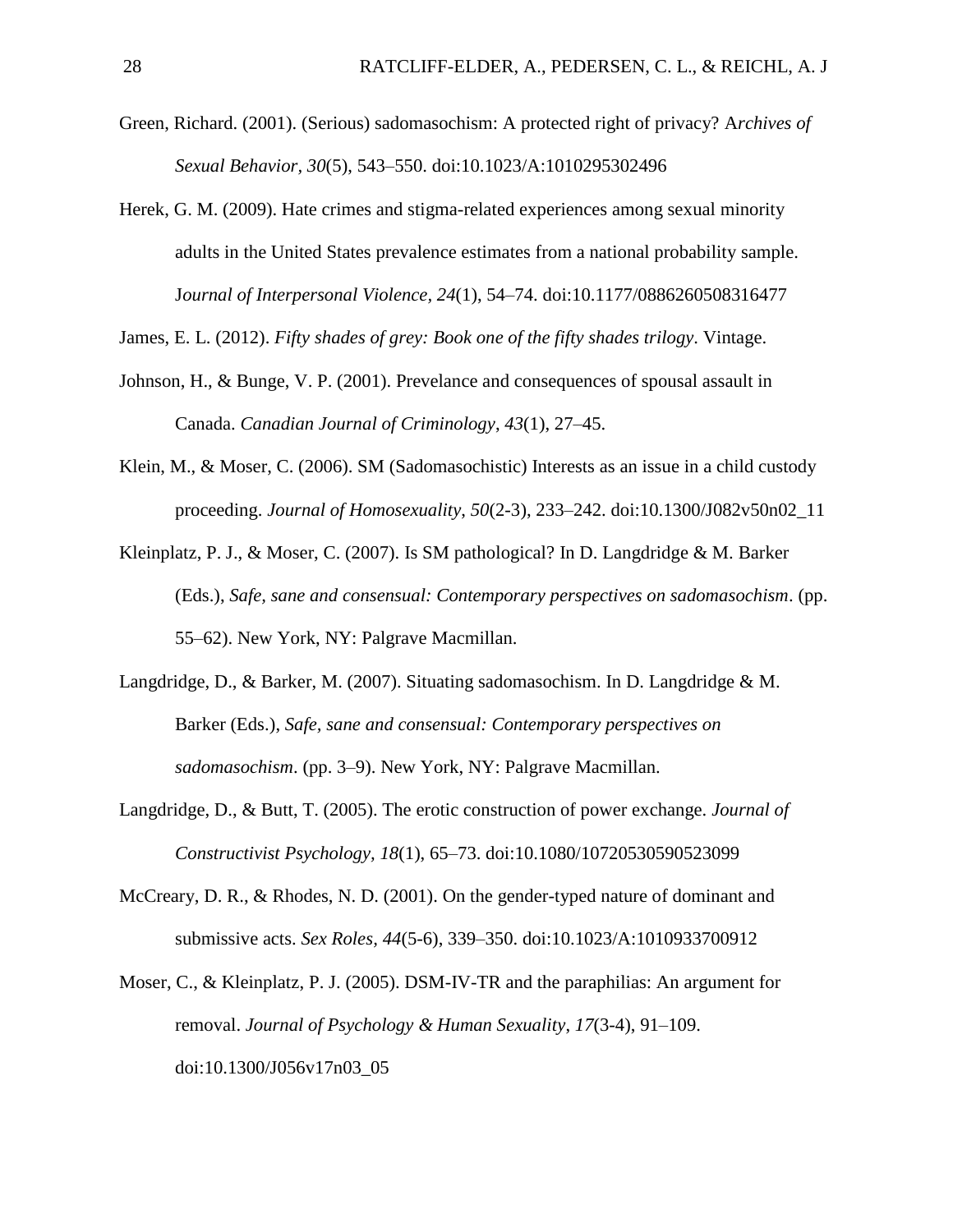Green, Richard. (2001). (Serious) sadomasochism: A protected right of privacy? A*rchives of Sexual Behavior*, *30*(5), 543–550. doi:10.1023/A:1010295302496

Herek, G. M. (2009). Hate crimes and stigma-related experiences among sexual minority adults in the United States prevalence estimates from a national probability sample. J*ournal of Interpersonal Violence, 24*(1), 54–74. doi:10.1177/0886260508316477

James, E. L. (2012). *Fifty shades of grey: Book one of the fifty shades trilogy*. Vintage.

Johnson, H., & Bunge, V. P. (2001). Prevelance and consequences of spousal assault in Canada. *Canadian Journal of Criminology*, *43*(1), 27–45.

Klein, M., & Moser, C. (2006). SM (Sadomasochistic) Interests as an issue in a child custody proceeding. *Journal of Homosexuality*, *50*(2-3), 233–242. doi:10.1300/J082v50n02_11

Kleinplatz, P. J., & Moser, C. (2007). Is SM pathological? In D. Langdridge & M. Barker (Eds.), *Safe, sane and consensual: Contemporary perspectives on sadomasochism*. (pp. 55–62). New York, NY: Palgrave Macmillan.

Langdridge, D., & Barker, M. (2007). Situating sadomasochism. In D. Langdridge & M. Barker (Eds.), *Safe, sane and consensual: Contemporary perspectives on sadomasochism*. (pp. 3–9). New York, NY: Palgrave Macmillan.

Langdridge, D., & Butt, T. (2005). The erotic construction of power exchange. *Journal of Constructivist Psychology, 18*(1), 65–73. doi:10.1080/10720530590523099

McCreary, D. R., & Rhodes, N. D. (2001). On the gender-typed nature of dominant and submissive acts. *Sex Roles, 44*(5-6), 339–350. doi:10.1023/A:1010933700912

Moser, C., & Kleinplatz, P. J. (2005). DSM-IV-TR and the paraphilias: An argument for removal. *Journal of Psychology & Human Sexuality*, *17*(3-4), 91–109. doi:10.1300/J056v17n03_05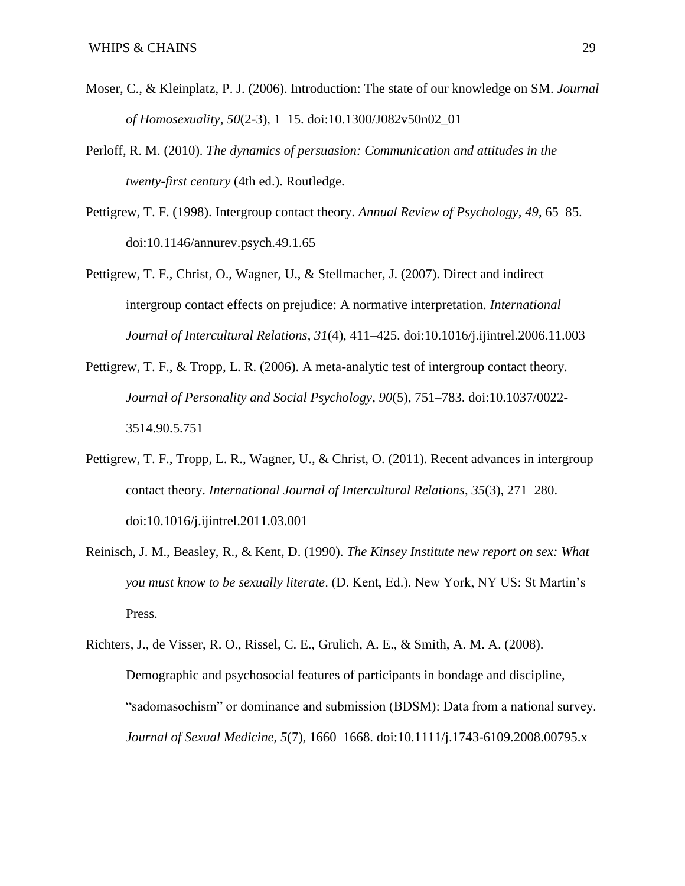Moser, C., & Kleinplatz, P. J. (2006). Introduction: The state of our knowledge on SM. *Journal of Homosexuality*, *50*(2-3), 1–15. doi:10.1300/J082v50n02_01

Perloff, R. M. (2010). *The dynamics of persuasion: Communication and attitudes in the twenty-first century* (4th ed.). Routledge.

Pettigrew, T. F. (1998). Intergroup contact theory. *Annual Review of Psychology*, *49*, 65–85. doi:10.1146/annurev.psych.49.1.65

Pettigrew, T. F., Christ, O., Wagner, U., & Stellmacher, J. (2007). Direct and indirect intergroup contact effects on prejudice: A normative interpretation. *International Journal of Intercultural Relations*, *31*(4), 411–425. doi:10.1016/j.ijintrel.2006.11.003

Pettigrew, T. F., & Tropp, L. R. (2006). A meta-analytic test of intergroup contact theory. *Journal of Personality and Social Psychology*, *90*(5), 751–783. doi:10.1037/0022-3514.90.5.751

Pettigrew, T. F., Tropp, L. R., Wagner, U., & Christ, O. (2011). Recent advances in intergroup contact theory. *International Journal of Intercultural Relations*, *35*(3), 271–280. doi:10.1016/j.ijintrel.2011.03.001

Reinisch, J. M., Beasley, R., & Kent, D. (1990). *The Kinsey Institute new report on sex: What you must know to be sexually literate*. (D. Kent, Ed.). New York, NY US: St Martin's Press.

Richters, J., de Visser, R. O., Rissel, C. E., Grulich, A. E., & Smith, A. M. A. (2008). Demographic and psychosocial features of participants in bondage and discipline, "sadomasochism" or dominance and submission (BDSM): Data from a national survey. *Journal of Sexual Medicine*, *5*(7), 1660–1668. doi:10.1111/j.1743-6109.2008.00795.x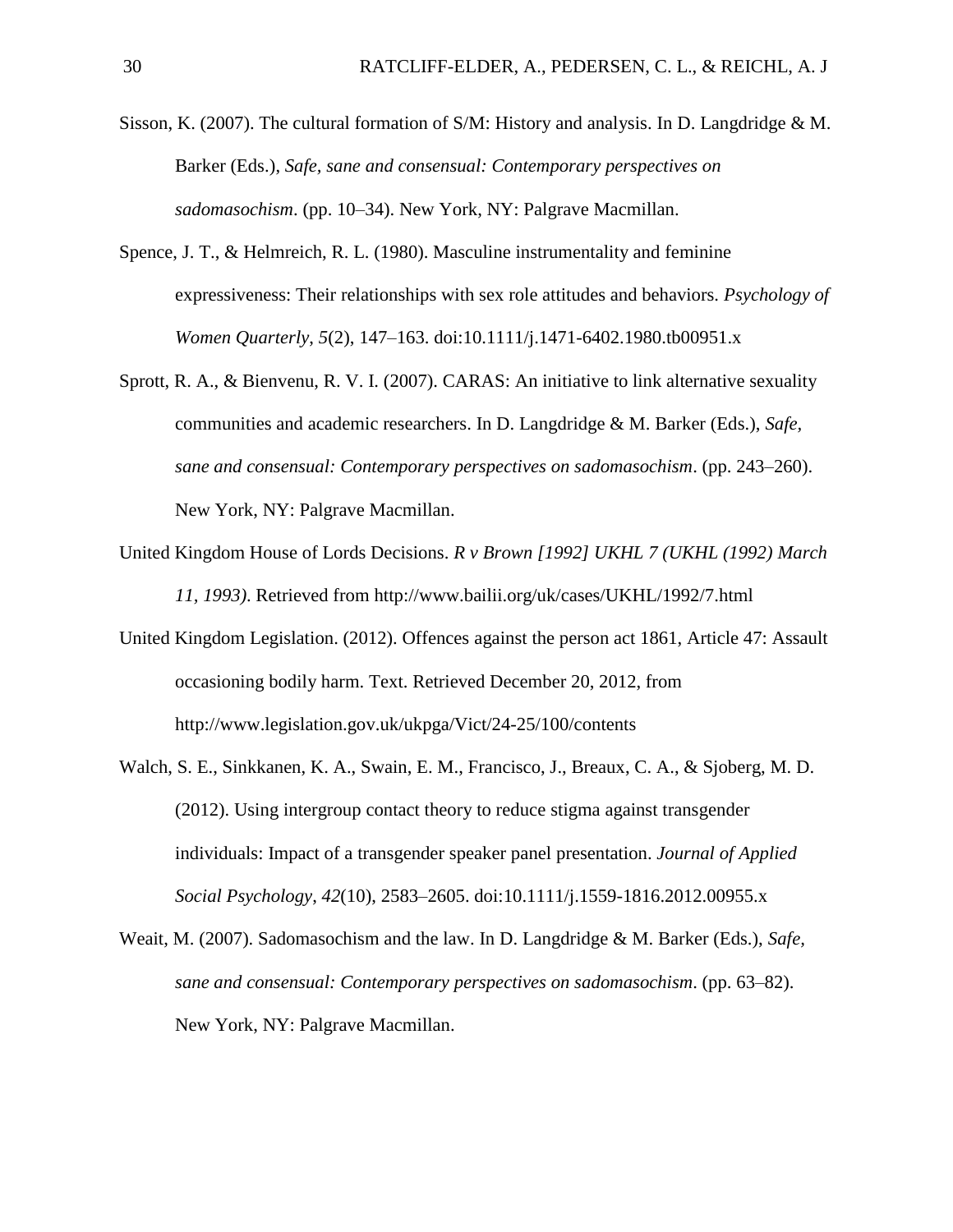Sisson, K. (2007). The cultural formation of S/M: History and analysis. In D. Langdridge & M. Barker (Eds.), *Safe, sane and consensual: Contemporary perspectives on sadomasochism*. (pp. 10–34). New York, NY: Palgrave Macmillan.

Spence, J. T., & Helmreich, R. L. (1980). Masculine instrumentality and feminine expressiveness: Their relationships with sex role attitudes and behaviors. *Psychology of Women Quarterly*, *5*(2), 147–163. doi:10.1111/j.1471-6402.1980.tb00951.x

Sprott, R. A., & Bienvenu, R. V. I. (2007). CARAS: An initiative to link alternative sexuality communities and academic researchers. In D. Langdridge & M. Barker (Eds.), *Safe, sane and consensual: Contemporary perspectives on sadomasochism*. (pp. 243–260). New York, NY: Palgrave Macmillan.

United Kingdom House of Lords Decisions. *R v Brown [1992] UKHL 7 (UKHL (1992) March 11, 1993)*. Retrieved from http://www.bailii.org/uk/cases/UKHL/1992/7.html

United Kingdom Legislation. (2012). Offences against the person act 1861, Article 47: Assault occasioning bodily harm. Text. Retrieved December 20, 2012, from http://www.legislation.gov.uk/ukpga/Vict/24-25/100/contents

Walch, S. E., Sinkkanen, K. A., Swain, E. M., Francisco, J., Breaux, C. A., & Sjoberg, M. D. (2012). Using intergroup contact theory to reduce stigma against transgender individuals: Impact of a transgender speaker panel presentation. *Journal of Applied Social Psychology*, *42*(10), 2583–2605. doi:10.1111/j.1559-1816.2012.00955.x

Weait, M. (2007). Sadomasochism and the law. In D. Langdridge & M. Barker (Eds.), *Safe, sane and consensual: Contemporary perspectives on sadomasochism*. (pp. 63–82). New York, NY: Palgrave Macmillan.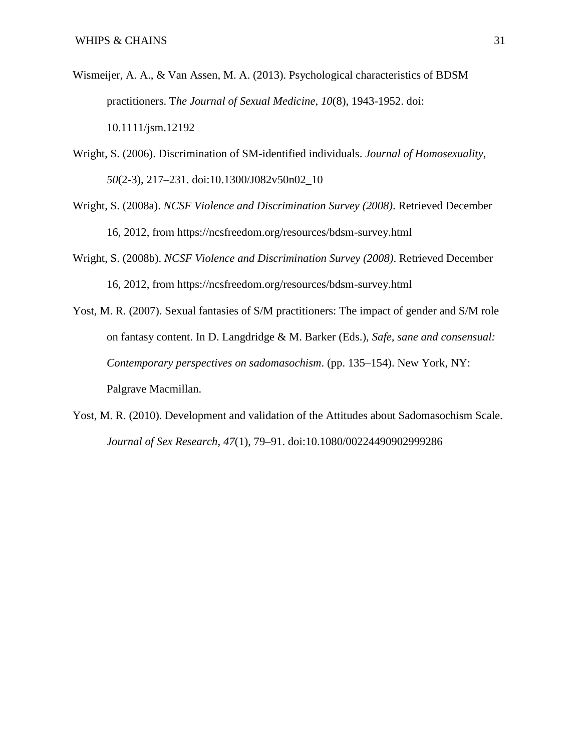Wismeijer, A. A., & Van Assen, M. A. (2013). Psychological characteristics of BDSM practitioners. T*he Journal of Sexual Medicine*, *10*(8), 1943-1952. doi: 10.1111/jsm.12192

Wright, S. (2006). Discrimination of SM-identified individuals. *Journal of Homosexuality*, *50*(2-3), 217–231. doi:10.1300/J082v50n02_10

Wright, S. (2008a). *NCSF Violence and Discrimination Survey (2008)*. Retrieved December 16, 2012, from https://ncsfreedom.org/resources/bdsm-survey.html

Wright, S. (2008b). *NCSF Violence and Discrimination Survey (2008)*. Retrieved December 16, 2012, from https://ncsfreedom.org/resources/bdsm-survey.html

Yost, M. R. (2007). Sexual fantasies of S/M practitioners: The impact of gender and S/M role on fantasy content. In D. Langdridge & M. Barker (Eds.), *Safe, sane and consensual: Contemporary perspectives on sadomasochism*. (pp. 135–154). New York, NY: Palgrave Macmillan.

Yost, M. R. (2010). Development and validation of the Attitudes about Sadomasochism Scale. *Journal of Sex Research*, *47*(1), 79–91. doi:10.1080/00224490902999286